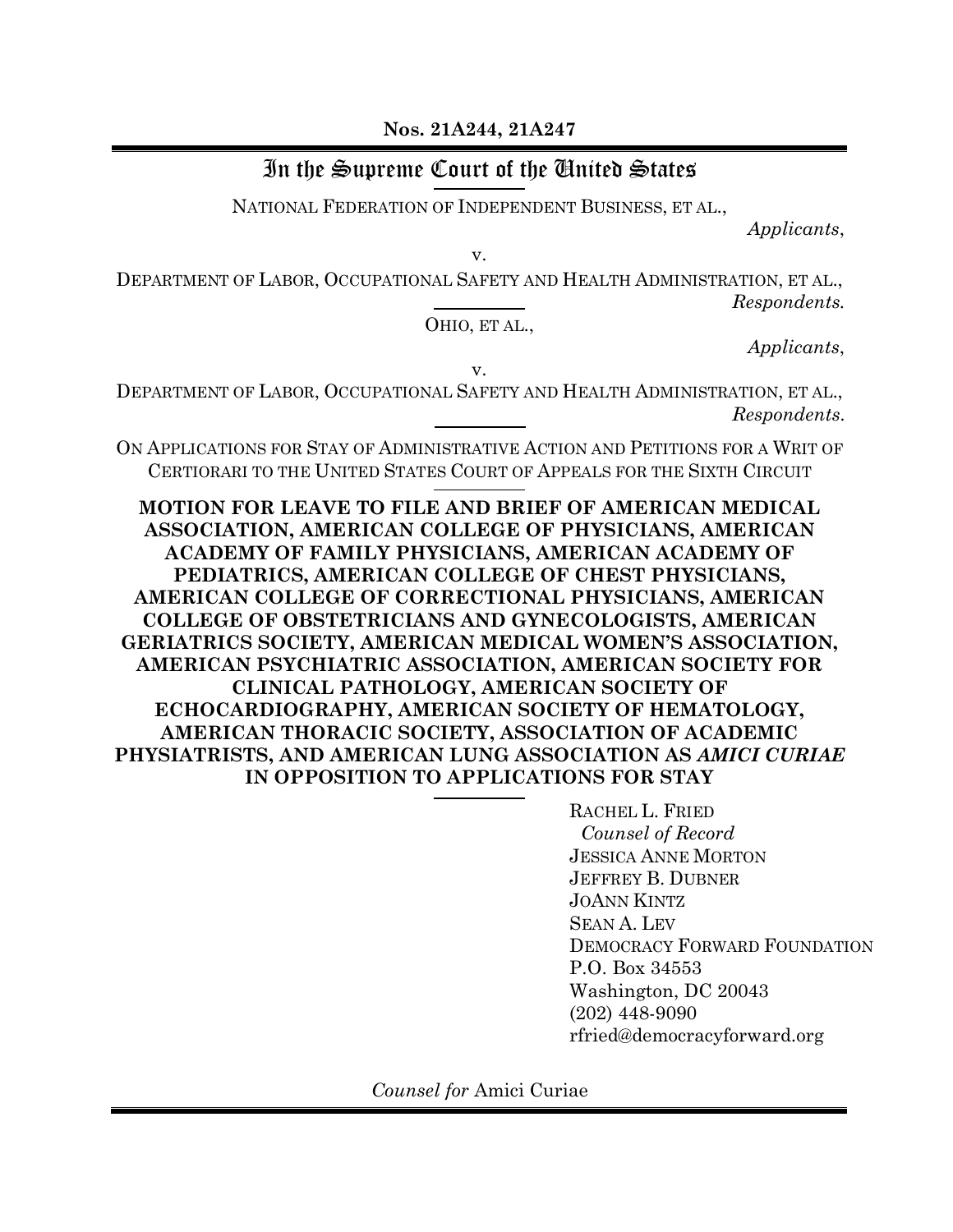**Nos. 21A244, 21A247**

# In the Supreme Court of the United States

NATIONAL FEDERATION OF INDEPENDENT BUSINESS, ET AL.,

*Applicants*,

v.

DEPARTMENT OF LABOR, OCCUPATIONAL SAFETY AND HEALTH ADMINISTRATION, ET AL.,

*Respondents.*

OHIO, ET AL.,

*Applicants*,

v.

DEPARTMENT OF LABOR, OCCUPATIONAL SAFETY AND HEALTH ADMINISTRATION, ET AL.,

*Respondents.*

ON APPLICATIONS FOR STAY OF ADMINISTRATIVE ACTION AND PETITIONS FOR A WRIT OF CERTIORARI TO THE UNITED STATES COURT OF APPEALS FOR THE SIXTH CIRCUIT

**MOTION FOR LEAVE TO FILE AND BRIEF OF AMERICAN MEDICAL ASSOCIATION, AMERICAN COLLEGE OF PHYSICIANS, AMERICAN ACADEMY OF FAMILY PHYSICIANS, AMERICAN ACADEMY OF PEDIATRICS, AMERICAN COLLEGE OF CHEST PHYSICIANS, AMERICAN COLLEGE OF CORRECTIONAL PHYSICIANS, AMERICAN COLLEGE OF OBSTETRICIANS AND GYNECOLOGISTS, AMERICAN GERIATRICS SOCIETY, AMERICAN MEDICAL WOMEN'S ASSOCIATION, AMERICAN PSYCHIATRIC ASSOCIATION, AMERICAN SOCIETY FOR CLINICAL PATHOLOGY, AMERICAN SOCIETY OF ECHOCARDIOGRAPHY, AMERICAN SOCIETY OF HEMATOLOGY, AMERICAN THORACIC SOCIETY, ASSOCIATION OF ACADEMIC PHYSIATRISTS, AND AMERICAN LUNG ASSOCIATION AS *AMICI CURIAE* IN OPPOSITION TO APPLICATIONS FOR STAY**

RACHEL L. FRIED
*Counsel of Record*
JESSICA ANNE MORTON
JEFFREY B. DUBNER
JOANN KINTZ
SEAN A. LEV
DEMOCRACY FORWARD FOUNDATION
P.O. Box 34553
Washington, DC 20043
(202) 448-9090
rfried@democracyforward.org

*Counsel for* Amici Curiae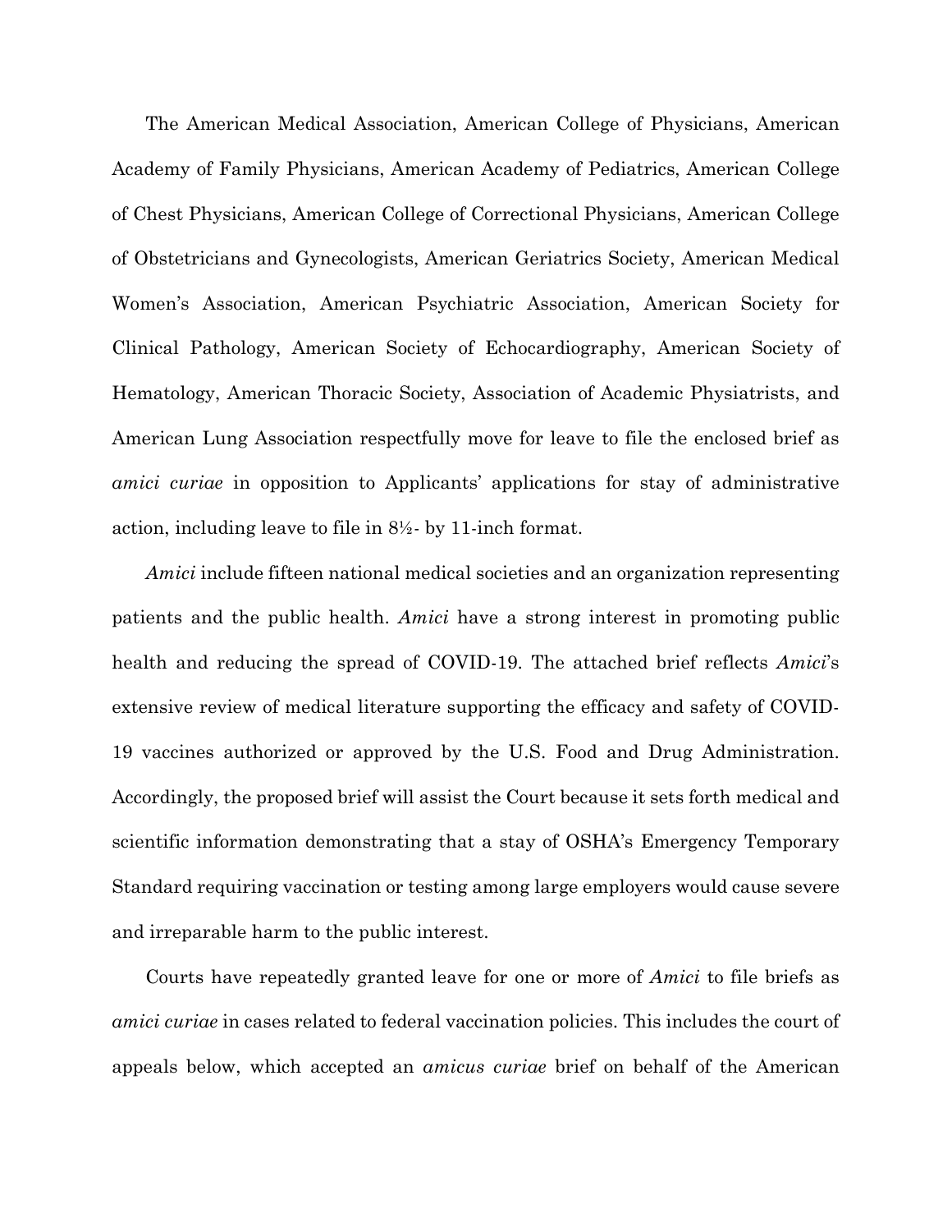The American Medical Association, American College of Physicians, American Academy of Family Physicians, American Academy of Pediatrics, American College of Chest Physicians, American College of Correctional Physicians, American College of Obstetricians and Gynecologists, American Geriatrics Society, American Medical Women's Association, American Psychiatric Association, American Society for Clinical Pathology, American Society of Echocardiography, American Society of Hematology, American Thoracic Society, Association of Academic Physiatrists, and American Lung Association respectfully move for leave to file the enclosed brief as *amici curiae* in opposition to Applicants' applications for stay of administrative action, including leave to file in 8½- by 11-inch format.

*Amici* include fifteen national medical societies and an organization representing patients and the public health. *Amici* have a strong interest in promoting public health and reducing the spread of COVID-19. The attached brief reflects *Amici*'s extensive review of medical literature supporting the efficacy and safety of COVID-19 vaccines authorized or approved by the U.S. Food and Drug Administration. Accordingly, the proposed brief will assist the Court because it sets forth medical and scientific information demonstrating that a stay of OSHA's Emergency Temporary Standard requiring vaccination or testing among large employers would cause severe and irreparable harm to the public interest.

Courts have repeatedly granted leave for one or more of *Amici* to file briefs as *amici curiae* in cases related to federal vaccination policies. This includes the court of appeals below, which accepted an *amicus curiae* brief on behalf of the American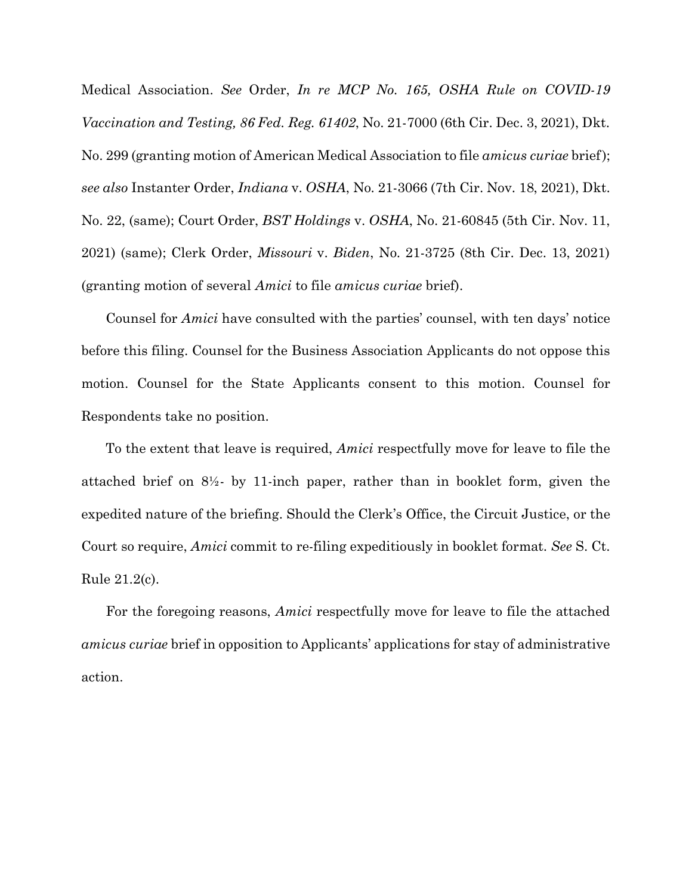Medical Association. *See* Order, *In re MCP No. 165, OSHA Rule on COVID-19 Vaccination and Testing, 86 Fed. Reg. 61402*, No. 21-7000 (6th Cir. Dec. 3, 2021), Dkt. No. 299 (granting motion of American Medical Association to file *amicus curiae* brief); *see also* Instanter Order, *Indiana* v. *OSHA*, No. 21-3066 (7th Cir. Nov. 18, 2021), Dkt. No. 22, (same); Court Order, *BST Holdings* v. *OSHA*, No. 21-60845 (5th Cir. Nov. 11, 2021) (same); Clerk Order, *Missouri* v. *Biden*, No. 21-3725 (8th Cir. Dec. 13, 2021) (granting motion of several *Amici* to file *amicus curiae* brief).

Counsel for *Amici* have consulted with the parties' counsel, with ten days' notice before this filing. Counsel for the Business Association Applicants do not oppose this motion. Counsel for the State Applicants consent to this motion. Counsel for Respondents take no position.

To the extent that leave is required, *Amici* respectfully move for leave to file the attached brief on 8½- by 11-inch paper, rather than in booklet form, given the expedited nature of the briefing. Should the Clerk's Office, the Circuit Justice, or the Court so require, *Amici* commit to re-filing expeditiously in booklet format. *See* S. Ct. Rule 21.2(c).

For the foregoing reasons, *Amici* respectfully move for leave to file the attached *amicus curiae* brief in opposition to Applicants' applications for stay of administrative action.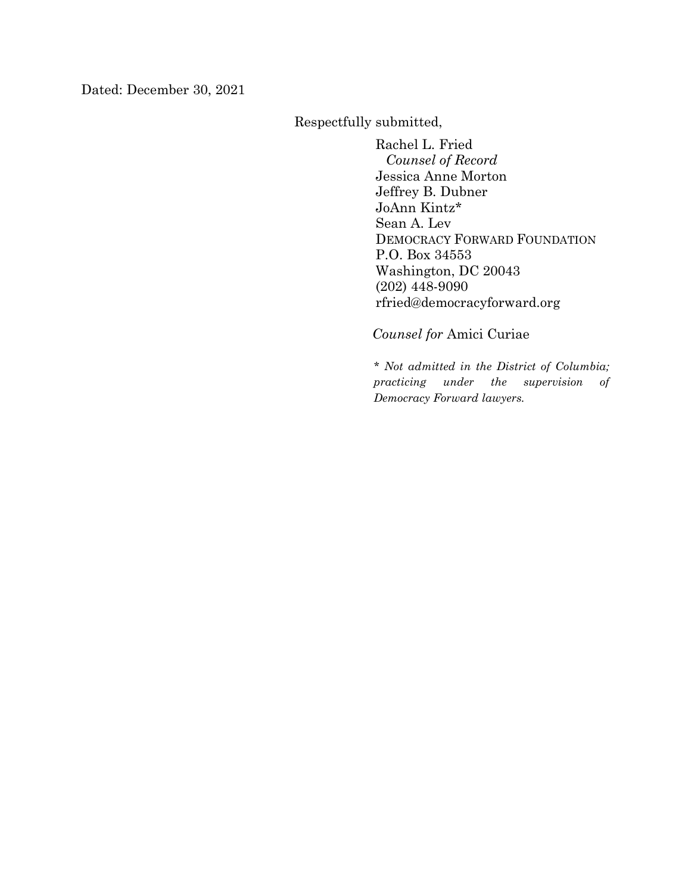Dated: December 30, 2021

Respectfully submitted,

Rachel L. Fried
*Counsel of Record*
Jessica Anne Morton
Jeffrey B. Dubner
JoAnn Kintz*
Sean A. Lev
DEMOCRACY FORWARD FOUNDATION
P.O. Box 34553
Washington, DC 20043
(202) 448-9090
rfried@democracyforward.org

*Counsel for* Amici Curiae

\* *Not admitted in the District of Columbia; practicing under the supervision of Democracy Forward lawyers.*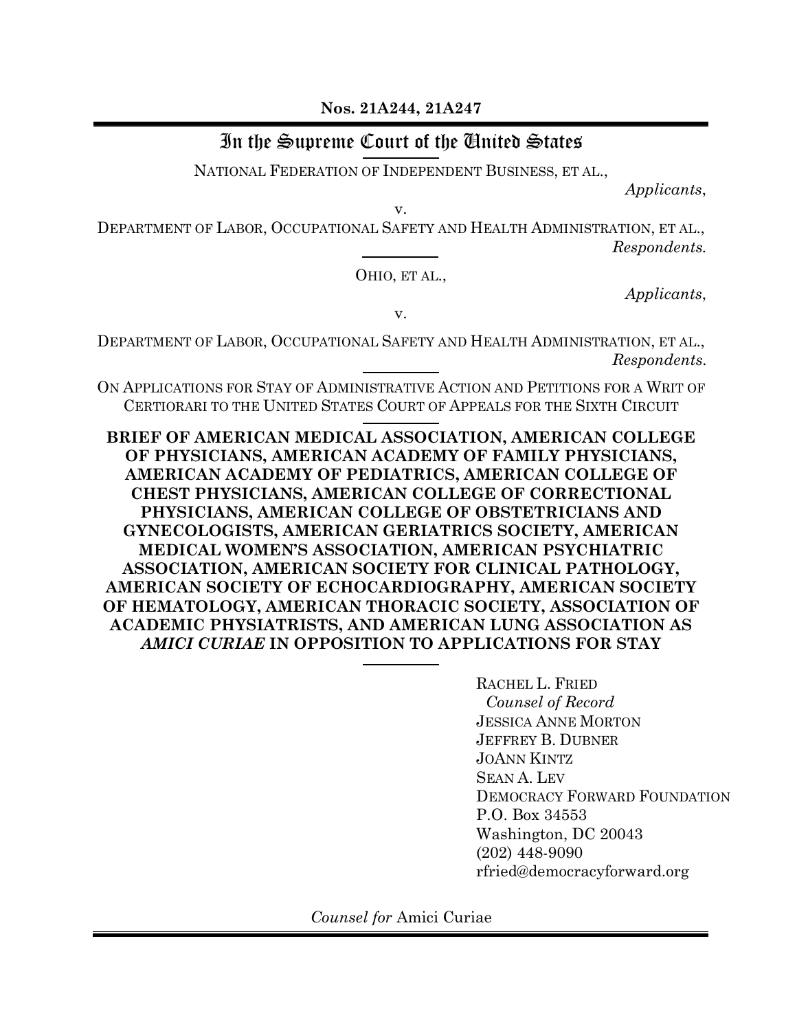**Nos. 21A244, 21A247**

# In the Supreme Court of the United States

NATIONAL FEDERATION OF INDEPENDENT BUSINESS, ET AL.,

*Applicants*,

v.

DEPARTMENT OF LABOR, OCCUPATIONAL SAFETY AND HEALTH ADMINISTRATION, ET AL.,

*Respondents.*

OHIO, ET AL.,

*Applicants*,

v.

DEPARTMENT OF LABOR, OCCUPATIONAL SAFETY AND HEALTH ADMINISTRATION, ET AL.,

*Respondents.*

ON APPLICATIONS FOR STAY OF ADMINISTRATIVE ACTION AND PETITIONS FOR A WRIT OF CERTIORARI TO THE UNITED STATES COURT OF APPEALS FOR THE SIXTH CIRCUIT

**BRIEF OF AMERICAN MEDICAL ASSOCIATION, AMERICAN COLLEGE OF PHYSICIANS, AMERICAN ACADEMY OF FAMILY PHYSICIANS, AMERICAN ACADEMY OF PEDIATRICS, AMERICAN COLLEGE OF CHEST PHYSICIANS, AMERICAN COLLEGE OF CORRECTIONAL PHYSICIANS, AMERICAN COLLEGE OF OBSTETRICIANS AND GYNECOLOGISTS, AMERICAN GERIATRICS SOCIETY, AMERICAN MEDICAL WOMEN'S ASSOCIATION, AMERICAN PSYCHIATRIC ASSOCIATION, AMERICAN SOCIETY FOR CLINICAL PATHOLOGY, AMERICAN SOCIETY OF ECHOCARDIOGRAPHY, AMERICAN SOCIETY OF HEMATOLOGY, AMERICAN THORACIC SOCIETY, ASSOCIATION OF ACADEMIC PHYSIATRISTS, AND AMERICAN LUNG ASSOCIATION AS *AMICI CURIAE* IN OPPOSITION TO APPLICATIONS FOR STAY**

RACHEL L. FRIED
*Counsel of Record*
JESSICA ANNE MORTON
JEFFREY B. DUBNER
JOANN KINTZ
SEAN A. LEV
DEMOCRACY FORWARD FOUNDATION
P.O. Box 34553
Washington, DC 20043
(202) 448-9090
rfried@democracyforward.org

*Counsel for* Amici Curiae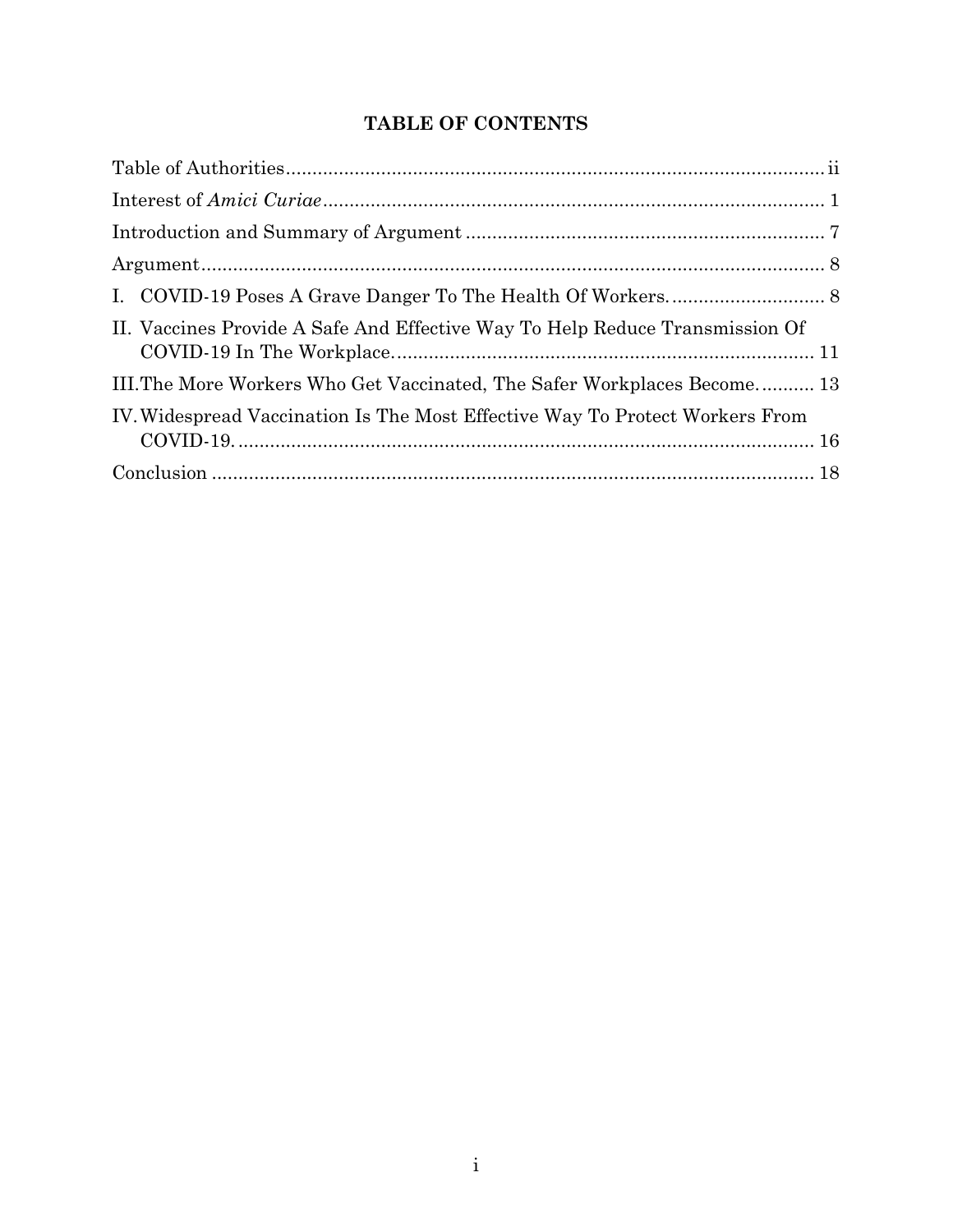# TABLE OF CONTENTS

Table of Authorities ........................................................................................................ ii

Interest of *Amici Curiae* ................................................................................................ 1

Introduction and Summary of Argument ..................................................................... 7

Argument ....................................................................................................................... 8

I. COVID-19 Poses A Grave Danger To The Health Of Workers. ............................. 8

II. Vaccines Provide A Safe And Effective Way To Help Reduce Transmission Of COVID-19 In The Workplace. ................................................................................ 11

III. The More Workers Who Get Vaccinated, The Safer Workplaces Become. .......... 13

IV. Widespread Vaccination Is The Most Effective Way To Protect Workers From COVID-19. .............................................................................................................. 16

Conclusion ................................................................................................................... 18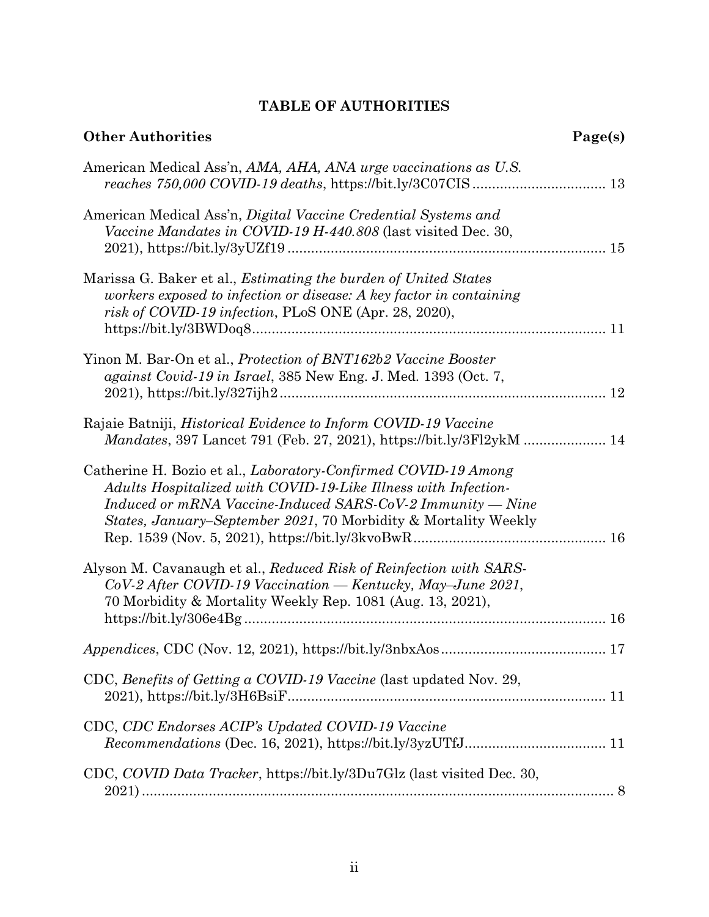## TABLE OF AUTHORITIES

| Other Authorities | Page(s) |
|---|---|
| American Medical Ass'n, *AMA, AHA, ANA urge vaccinations as U.S. reaches 750,000 COVID-19 deaths*, https://bit.ly/3C07CIS | 13 |
| American Medical Ass'n, *Digital Vaccine Credential Systems and Vaccine Mandates in COVID-19 H-440.808* (last visited Dec. 30, 2021), https://bit.ly/3yUZf19 | 15 |
| Marissa G. Baker et al., *Estimating the burden of United States workers exposed to infection or disease: A key factor in containing risk of COVID-19 infection*, PLoS ONE (Apr. 28, 2020), https://bit.ly/3BWDoq8 | 11 |
| Yinon M. Bar-On et al., *Protection of BNT162b2 Vaccine Booster against Covid-19 in Israel*, 385 New Eng. J. Med. 1393 (Oct. 7, 2021), https://bit.ly/327ijh2 | 12 |
| Rajaie Batniji, *Historical Evidence to Inform COVID-19 Vaccine Mandates*, 397 Lancet 791 (Feb. 27, 2021), https://bit.ly/3Fl2ykM | 14 |
| Catherine H. Bozio et al., *Laboratory-Confirmed COVID-19 Among Adults Hospitalized with COVID-19-Like Illness with Infection-Induced or mRNA Vaccine-Induced SARS-CoV-2 Immunity — Nine States, January–September 2021*, 70 Morbidity & Mortality Weekly Rep. 1539 (Nov. 5, 2021), https://bit.ly/3kvoBwR | 16 |
| Alyson M. Cavanaugh et al., *Reduced Risk of Reinfection with SARS-CoV-2 After COVID-19 Vaccination — Kentucky, May–June 2021*, 70 Morbidity & Mortality Weekly Rep. 1081 (Aug. 13, 2021), https://bit.ly/306e4Bg | 16 |
| *Appendices*, CDC (Nov. 12, 2021), https://bit.ly/3nbxAos | 17 |
| CDC, *Benefits of Getting a COVID-19 Vaccine* (last updated Nov. 29, 2021), https://bit.ly/3H6BsiF | 11 |
| CDC, *CDC Endorses ACIP's Updated COVID-19 Vaccine Recommendations* (Dec. 16, 2021), https://bit.ly/3yzUTfJ | 11 |
| CDC, *COVID Data Tracker*, https://bit.ly/3Du7Glz (last visited Dec. 30, 2021) | 8 |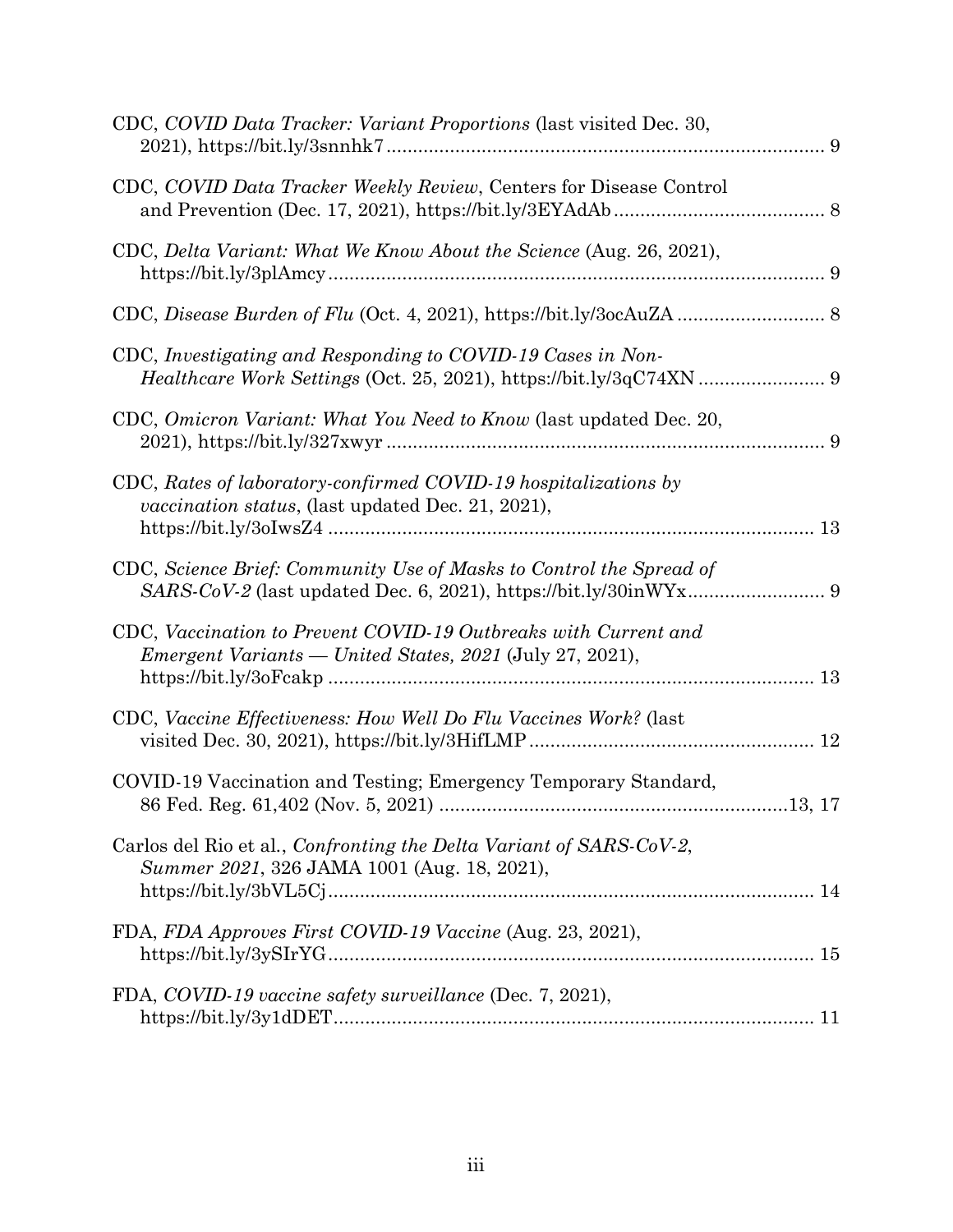CDC, *COVID Data Tracker: Variant Proportions* (last visited Dec. 30, 2021), https://bit.ly/3snnhk7 .................................................................................... 9

CDC, *COVID Data Tracker Weekly Review*, Centers for Disease Control and Prevention (Dec. 17, 2021), https://bit.ly/3EYAdAb ........................................ 8

CDC, *Delta Variant: What We Know About the Science* (Aug. 26, 2021), https://bit.ly/3plAmcy ............................................................................................ 9

CDC, *Disease Burden of Flu* (Oct. 4, 2021), https://bit.ly/3ocAuZA ............................ 8

CDC, *Investigating and Responding to COVID-19 Cases in Non-Healthcare Work Settings* (Oct. 25, 2021), https://bit.ly/3qC74XN ........................ 9

CDC, *Omicron Variant: What You Need to Know* (last updated Dec. 20, 2021), https://bit.ly/327xwyr ................................................................................... 9

CDC, *Rates of laboratory-confirmed COVID-19 hospitalizations by vaccination status*, (last updated Dec. 21, 2021), https://bit.ly/3oIwsZ4 ........................................................................................... 13

CDC, *Science Brief: Community Use of Masks to Control the Spread of SARS-CoV-2* (last updated Dec. 6, 2021), https://bit.ly/30inWYx.......................... 9

CDC, *Vaccination to Prevent COVID-19 Outbreaks with Current and Emergent Variants — United States, 2021* (July 27, 2021), https://bit.ly/3oFcakp ........................................................................................... 13

CDC, *Vaccine Effectiveness: How Well Do Flu Vaccines Work?* (last visited Dec. 30, 2021), https://bit.ly/3HifLMP ...................................................... 12

COVID-19 Vaccination and Testing; Emergency Temporary Standard, 86 Fed. Reg. 61,402 (Nov. 5, 2021) ..................................................................13, 17

Carlos del Rio et al., *Confronting the Delta Variant of SARS-CoV-2, Summer 2021*, 326 JAMA 1001 (Aug. 18, 2021), https://bit.ly/3bVL5Cj............................................................................................ 14

FDA, *FDA Approves First COVID-19 Vaccine* (Aug. 23, 2021), https://bit.ly/3ySIrYG............................................................................................ 15

FDA, *COVID-19 vaccine safety surveillance* (Dec. 7, 2021), https://bit.ly/3y1dDET............................................................................................ 11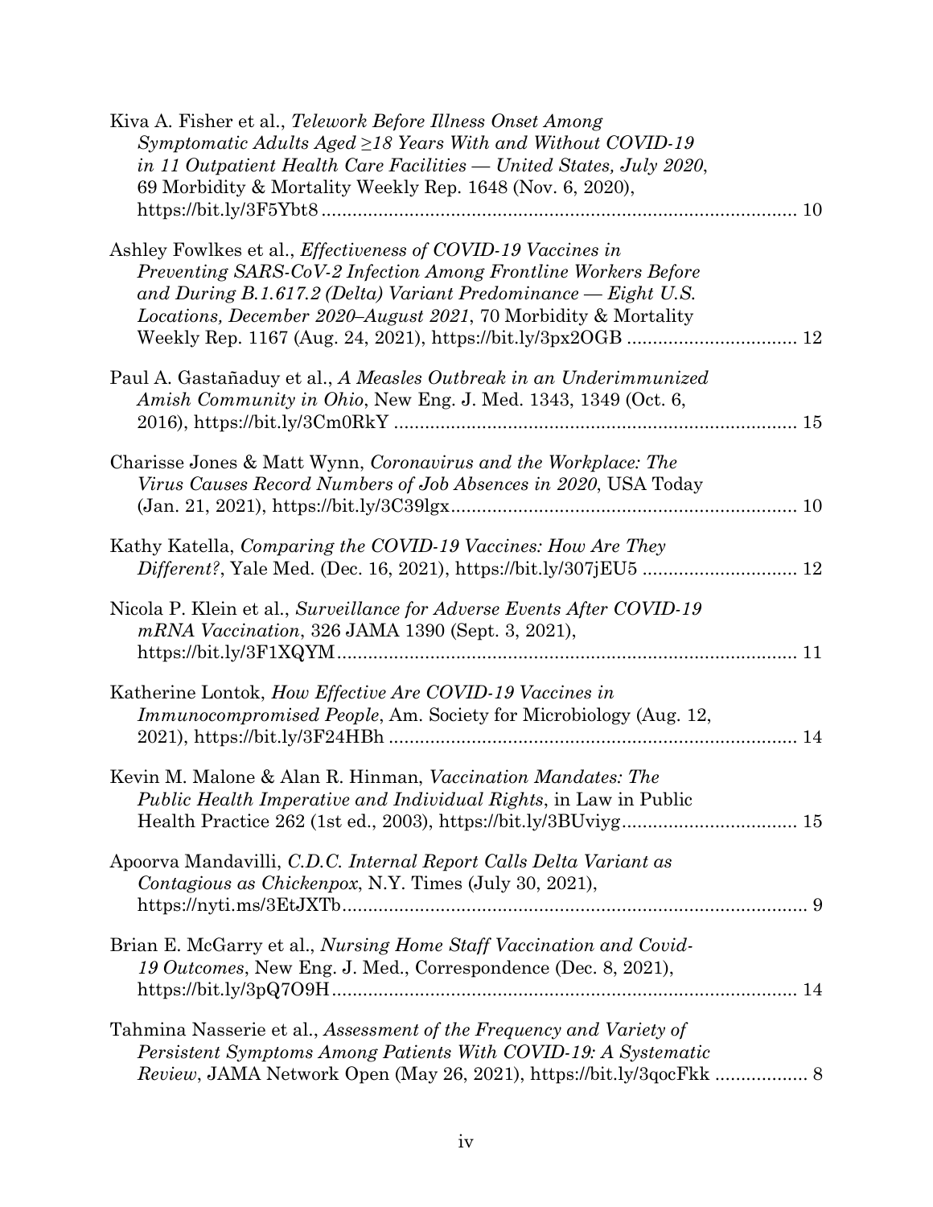Kiva A. Fisher et al., *Telework Before Illness Onset Among Symptomatic Adults Aged ≥18 Years With and Without COVID-19 in 11 Outpatient Health Care Facilities — United States, July 2020*, 69 Morbidity & Mortality Weekly Rep. 1648 (Nov. 6, 2020), https://bit.ly/3F5Ybt8 ........................................................................................... 10

Ashley Fowlkes et al., *Effectiveness of COVID-19 Vaccines in Preventing SARS-CoV-2 Infection Among Frontline Workers Before and During B.1.617.2 (Delta) Variant Predominance — Eight U.S. Locations, December 2020–August 2021*, 70 Morbidity & Mortality Weekly Rep. 1167 (Aug. 24, 2021), https://bit.ly/3px2OGB ................................ 12

Paul A. Gastañaduy et al., *A Measles Outbreak in an Underimmunized Amish Community in Ohio*, New Eng. J. Med. 1343, 1349 (Oct. 6, 2016), https://bit.ly/3Cm0RkY ............................................................................ 15

Charisse Jones & Matt Wynn, *Coronavirus and the Workplace: The Virus Causes Record Numbers of Job Absences in 2020*, USA Today (Jan. 21, 2021), https://bit.ly/3C39lgx.................................................................. 10

Kathy Katella, *Comparing the COVID-19 Vaccines: How Are They Different?*, Yale Med. (Dec. 16, 2021), https://bit.ly/307jEU5 ............................. 12

Nicola P. Klein et al., *Surveillance for Adverse Events After COVID-19 mRNA Vaccination*, 326 JAMA 1390 (Sept. 3, 2021), https://bit.ly/3F1XQYM....................................................................................... 11

Katherine Lontok, *How Effective Are COVID-19 Vaccines in Immunocompromised People*, Am. Society for Microbiology (Aug. 12, 2021), https://bit.ly/3F24HBh .............................................................................. 14

Kevin M. Malone & Alan R. Hinman, *Vaccination Mandates: The Public Health Imperative and Individual Rights*, in Law in Public Health Practice 262 (1st ed., 2003), https://bit.ly/3BUviyg................................. 15

Apoorva Mandavilli, *C.D.C. Internal Report Calls Delta Variant as Contagious as Chickenpox*, N.Y. Times (July 30, 2021), https://nyti.ms/3EtJXTb......................................................................................... 9

Brian E. McGarry et al., *Nursing Home Staff Vaccination and Covid-19 Outcomes*, New Eng. J. Med., Correspondence (Dec. 8, 2021), https://bit.ly/3pQ7O9H......................................................................................... 14

Tahmina Nasserie et al., *Assessment of the Frequency and Variety of Persistent Symptoms Among Patients With COVID-19: A Systematic Review*, JAMA Network Open (May 26, 2021), https://bit.ly/3qocFkk .................. 8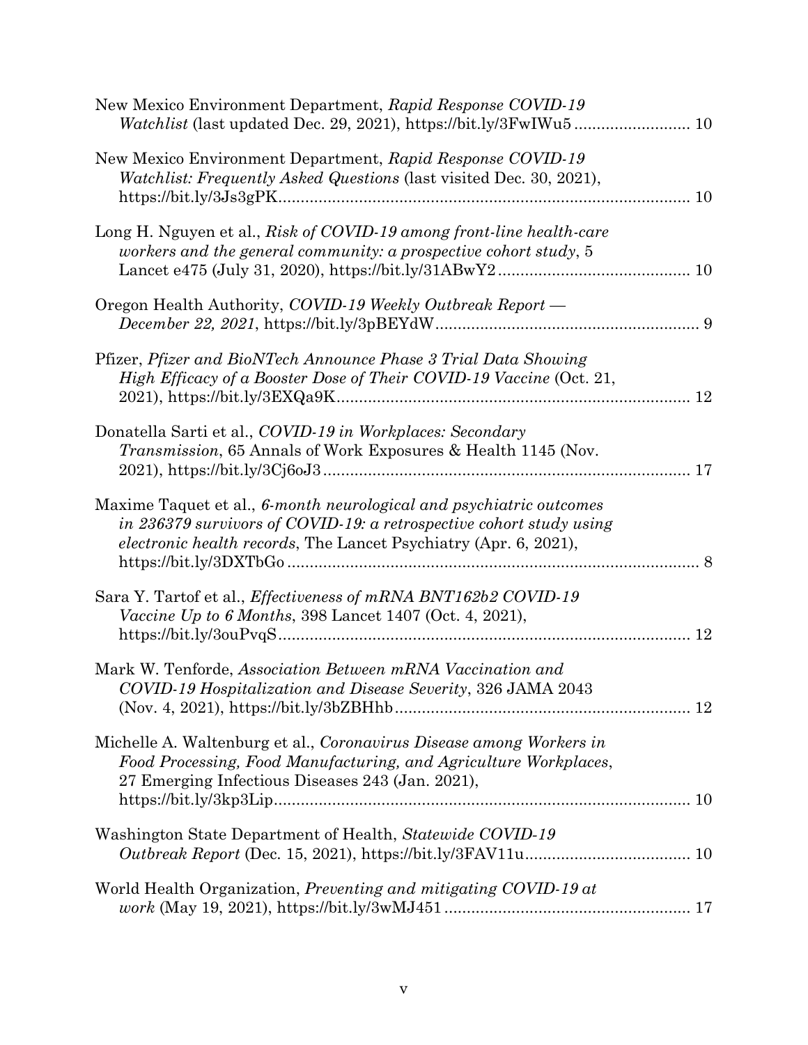New Mexico Environment Department, *Rapid Response COVID-19 Watchlist* (last updated Dec. 29, 2021), https://bit.ly/3FwIWu5 ......................... 10

New Mexico Environment Department, *Rapid Response COVID-19 Watchlist: Frequently Asked Questions* (last visited Dec. 30, 2021), https://bit.ly/3Js3gPK............................................................................................ 10

Long H. Nguyen et al., *Risk of COVID-19 among front-line health-care workers and the general community: a prospective cohort study*, 5 Lancet e475 (July 31, 2020), https://bit.ly/31ABwY2........................................... 10

Oregon Health Authority, *COVID-19 Weekly Outbreak Report — December 22, 2021*, https://bit.ly/3pBEYdW........................................................... 9

Pfizer, *Pfizer and BioNTech Announce Phase 3 Trial Data Showing High Efficacy of a Booster Dose of Their COVID-19 Vaccine* (Oct. 21, 2021), https://bit.ly/3EXQa9K............................................................................... 12

Donatella Sarti et al., *COVID-19 in Workplaces: Secondary Transmission*, 65 Annals of Work Exposures & Health 1145 (Nov. 2021), https://bit.ly/3Cj6oJ3.................................................................................. 17

Maxime Taquet et al., *6-month neurological and psychiatric outcomes in 236379 survivors of COVID-19: a retrospective cohort study using electronic health records*, The Lancet Psychiatry (Apr. 6, 2021), https://bit.ly/3DXTbGo............................................................................................ 8

Sara Y. Tartof et al., *Effectiveness of mRNA BNT162b2 COVID-19 Vaccine Up to 6 Months*, 398 Lancet 1407 (Oct. 4, 2021), https://bit.ly/3ouPvqS............................................................................................ 12

Mark W. Tenforde, *Association Between mRNA Vaccination and COVID-19 Hospitalization and Disease Severity*, 326 JAMA 2043 (Nov. 4, 2021), https://bit.ly/3bZBHhb.................................................................. 12

Michelle A. Waltenburg et al., *Coronavirus Disease among Workers in Food Processing, Food Manufacturing, and Agriculture Workplaces*, 27 Emerging Infectious Diseases 243 (Jan. 2021), https://bit.ly/3kp3Lip............................................................................................ 10

Washington State Department of Health, *Statewide COVID-19 Outbreak Report* (Dec. 15, 2021), https://bit.ly/3FAV11u..................................... 10

World Health Organization, *Preventing and mitigating COVID-19 at work* (May 19, 2021), https://bit.ly/3wMJ451....................................................... 17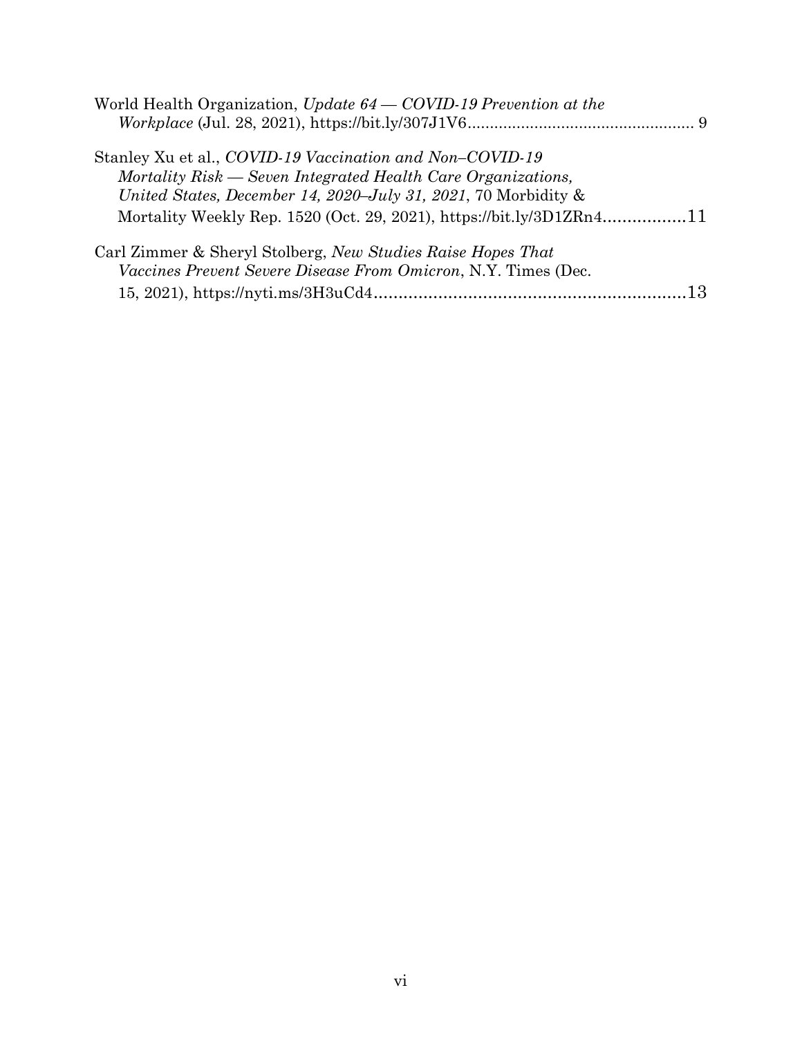World Health Organization, *Update 64 — COVID-19 Prevention at the Workplace* (Jul. 28, 2021), https://bit.ly/307J1V6 .................................................. 9

Stanley Xu et al., *COVID-19 Vaccination and Non–COVID-19 Mortality Risk — Seven Integrated Health Care Organizations, United States, December 14, 2020–July 31, 2021*, 70 Morbidity & Mortality Weekly Rep. 1520 (Oct. 29, 2021), https://bit.ly/3D1ZRn4 ................. 11

Carl Zimmer & Sheryl Stolberg, *New Studies Raise Hopes That Vaccines Prevent Severe Disease From Omicron*, N.Y. Times (Dec. 15, 2021), https://nyti.ms/3H3uCd4 ............................................................... 13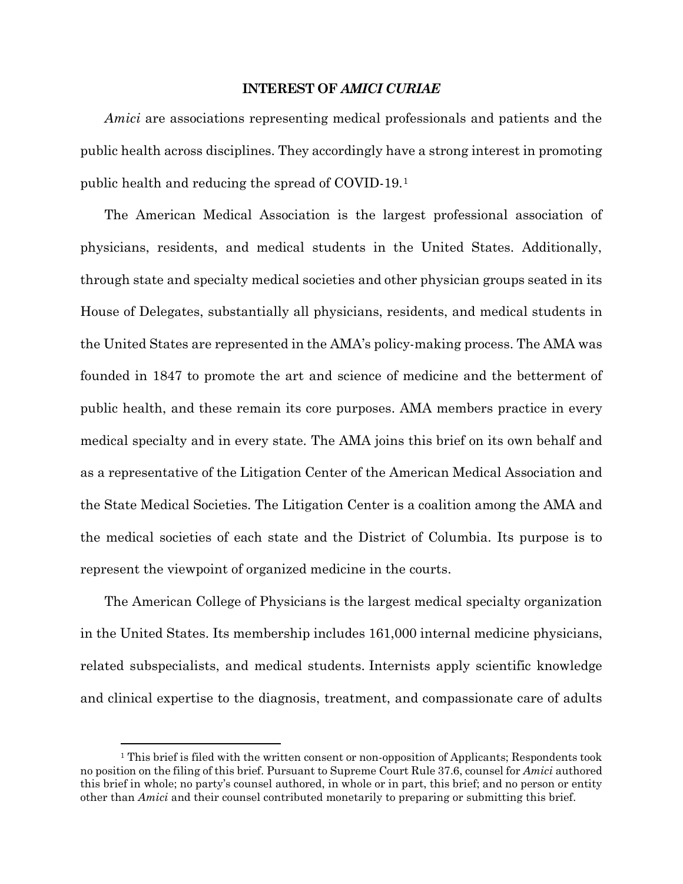## INTEREST OF *AMICI CURIAE*

*Amici* are associations representing medical professionals and patients and the public health across disciplines. They accordingly have a strong interest in promoting public health and reducing the spread of COVID-19.[1]

The American Medical Association is the largest professional association of physicians, residents, and medical students in the United States. Additionally, through state and specialty medical societies and other physician groups seated in its House of Delegates, substantially all physicians, residents, and medical students in the United States are represented in the AMA's policy-making process. The AMA was founded in 1847 to promote the art and science of medicine and the betterment of public health, and these remain its core purposes. AMA members practice in every medical specialty and in every state. The AMA joins this brief on its own behalf and as a representative of the Litigation Center of the American Medical Association and the State Medical Societies. The Litigation Center is a coalition among the AMA and the medical societies of each state and the District of Columbia. Its purpose is to represent the viewpoint of organized medicine in the courts.

The American College of Physicians is the largest medical specialty organization in the United States. Its membership includes 161,000 internal medicine physicians, related subspecialists, and medical students. Internists apply scientific knowledge and clinical expertise to the diagnosis, treatment, and compassionate care of adults

---

[1] This brief is filed with the written consent or non-opposition of Applicants; Respondents took no position on the filing of this brief. Pursuant to Supreme Court Rule 37.6, counsel for *Amici* authored this brief in whole; no party's counsel authored, in whole or in part, this brief; and no person or entity other than *Amici* and their counsel contributed monetarily to preparing or submitting this brief.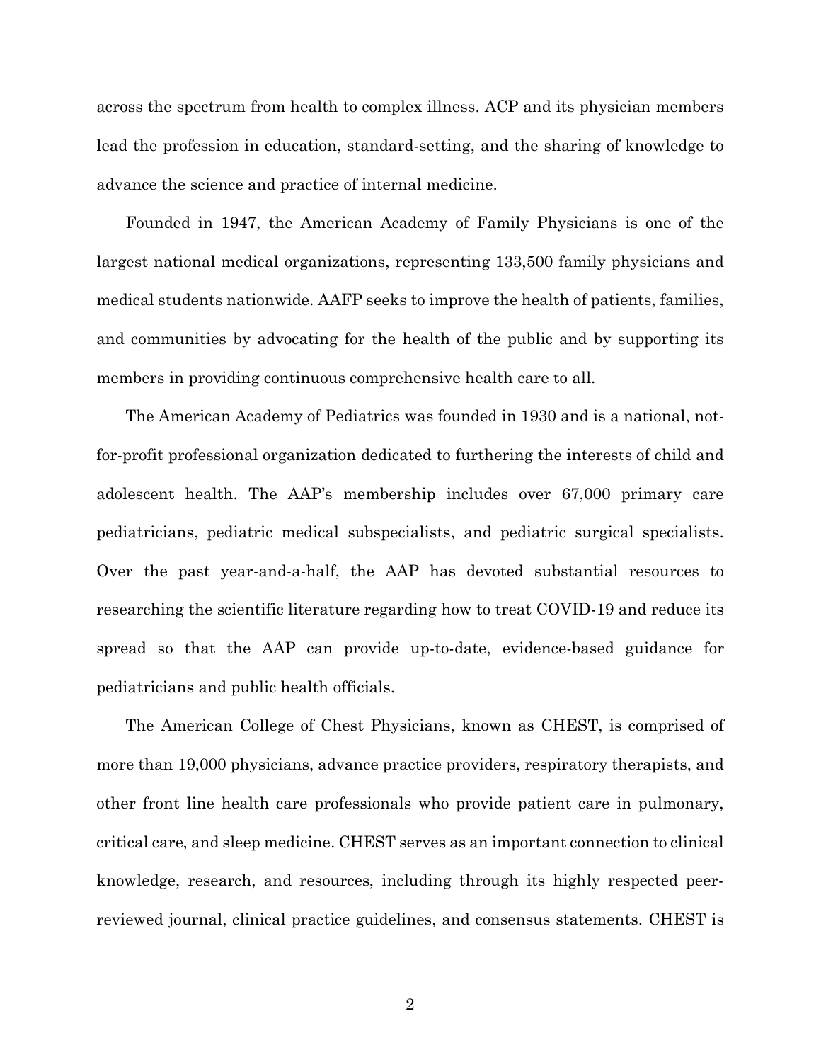across the spectrum from health to complex illness. ACP and its physician members lead the profession in education, standard-setting, and the sharing of knowledge to advance the science and practice of internal medicine.

Founded in 1947, the American Academy of Family Physicians is one of the largest national medical organizations, representing 133,500 family physicians and medical students nationwide. AAFP seeks to improve the health of patients, families, and communities by advocating for the health of the public and by supporting its members in providing continuous comprehensive health care to all.

The American Academy of Pediatrics was founded in 1930 and is a national, not-for-profit professional organization dedicated to furthering the interests of child and adolescent health. The AAP's membership includes over 67,000 primary care pediatricians, pediatric medical subspecialists, and pediatric surgical specialists. Over the past year-and-a-half, the AAP has devoted substantial resources to researching the scientific literature regarding how to treat COVID-19 and reduce its spread so that the AAP can provide up-to-date, evidence-based guidance for pediatricians and public health officials.

The American College of Chest Physicians, known as CHEST, is comprised of more than 19,000 physicians, advance practice providers, respiratory therapists, and other front line health care professionals who provide patient care in pulmonary, critical care, and sleep medicine. CHEST serves as an important connection to clinical knowledge, research, and resources, including through its highly respected peer-reviewed journal, clinical practice guidelines, and consensus statements. CHEST is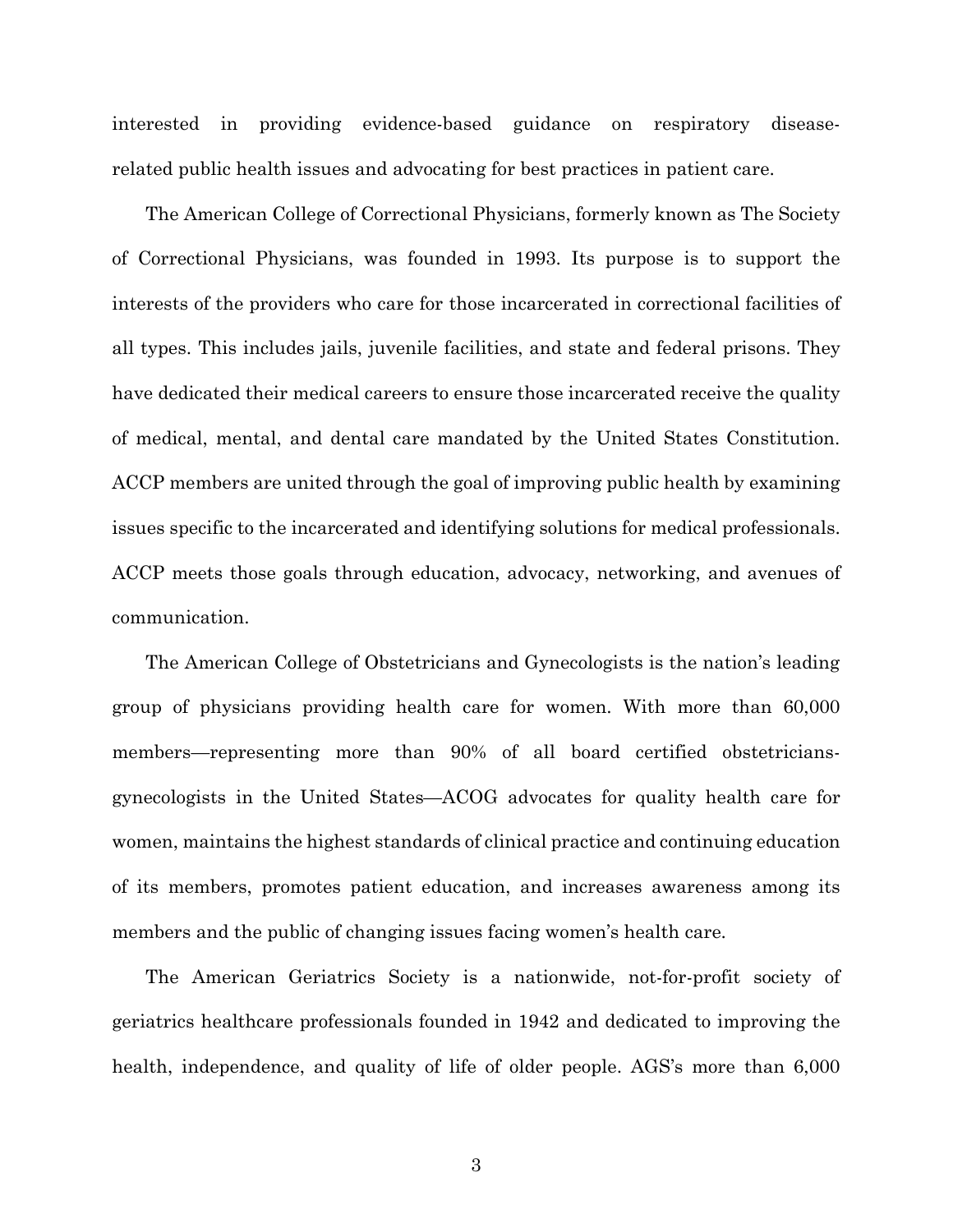interested in providing evidence-based guidance on respiratory disease-related public health issues and advocating for best practices in patient care.

The American College of Correctional Physicians, formerly known as The Society of Correctional Physicians, was founded in 1993. Its purpose is to support the interests of the providers who care for those incarcerated in correctional facilities of all types. This includes jails, juvenile facilities, and state and federal prisons. They have dedicated their medical careers to ensure those incarcerated receive the quality of medical, mental, and dental care mandated by the United States Constitution. ACCP members are united through the goal of improving public health by examining issues specific to the incarcerated and identifying solutions for medical professionals. ACCP meets those goals through education, advocacy, networking, and avenues of communication.

The American College of Obstetricians and Gynecologists is the nation's leading group of physicians providing health care for women. With more than 60,000 members—representing more than 90% of all board certified obstetricians-gynecologists in the United States—ACOG advocates for quality health care for women, maintains the highest standards of clinical practice and continuing education of its members, promotes patient education, and increases awareness among its members and the public of changing issues facing women's health care.

The American Geriatrics Society is a nationwide, not-for-profit society of geriatrics healthcare professionals founded in 1942 and dedicated to improving the health, independence, and quality of life of older people. AGS's more than 6,000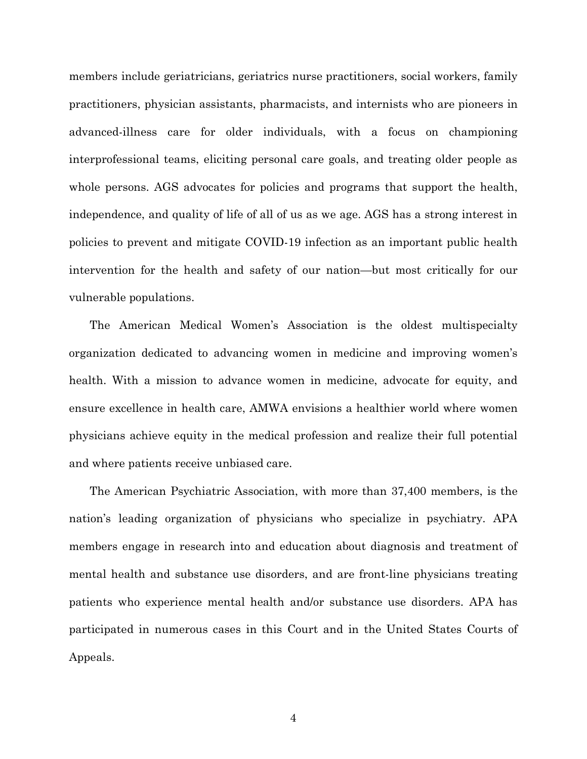members include geriatricians, geriatrics nurse practitioners, social workers, family practitioners, physician assistants, pharmacists, and internists who are pioneers in advanced-illness care for older individuals, with a focus on championing interprofessional teams, eliciting personal care goals, and treating older people as whole persons. AGS advocates for policies and programs that support the health, independence, and quality of life of all of us as we age. AGS has a strong interest in policies to prevent and mitigate COVID-19 infection as an important public health intervention for the health and safety of our nation—but most critically for our vulnerable populations.

The American Medical Women's Association is the oldest multispecialty organization dedicated to advancing women in medicine and improving women's health. With a mission to advance women in medicine, advocate for equity, and ensure excellence in health care, AMWA envisions a healthier world where women physicians achieve equity in the medical profession and realize their full potential and where patients receive unbiased care.

The American Psychiatric Association, with more than 37,400 members, is the nation's leading organization of physicians who specialize in psychiatry. APA members engage in research into and education about diagnosis and treatment of mental health and substance use disorders, and are front-line physicians treating patients who experience mental health and/or substance use disorders. APA has participated in numerous cases in this Court and in the United States Courts of Appeals.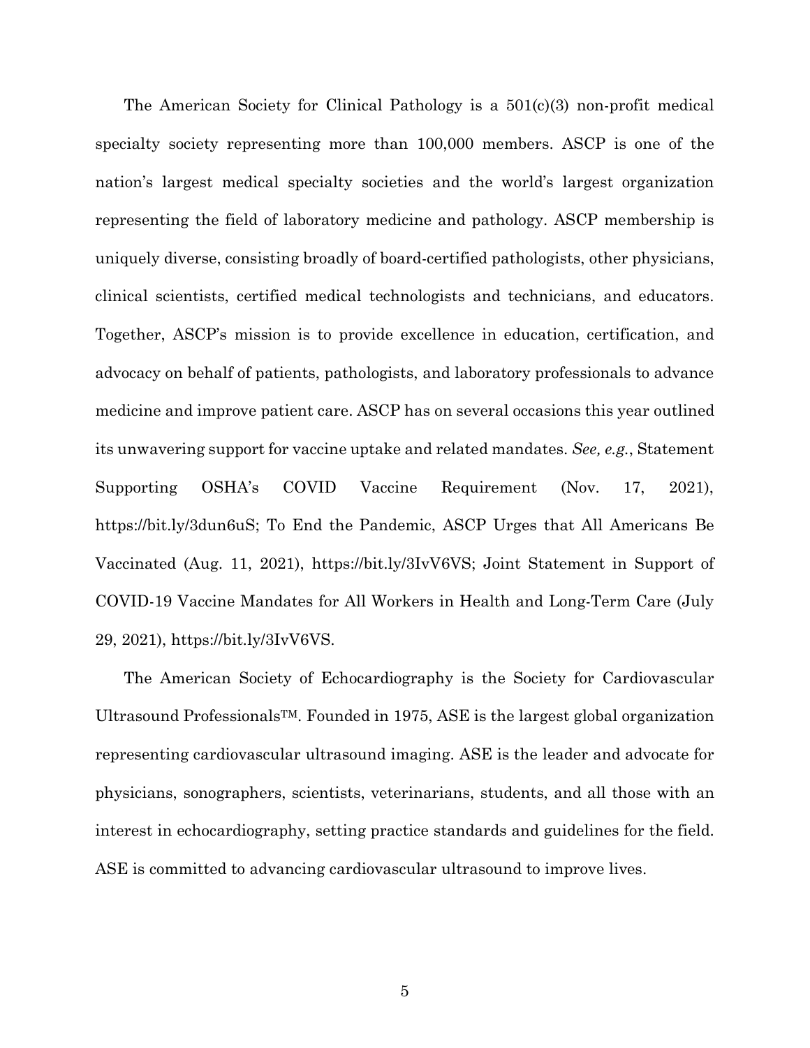The American Society for Clinical Pathology is a 501(c)(3) non-profit medical specialty society representing more than 100,000 members. ASCP is one of the nation's largest medical specialty societies and the world's largest organization representing the field of laboratory medicine and pathology. ASCP membership is uniquely diverse, consisting broadly of board-certified pathologists, other physicians, clinical scientists, certified medical technologists and technicians, and educators. Together, ASCP's mission is to provide excellence in education, certification, and advocacy on behalf of patients, pathologists, and laboratory professionals to advance medicine and improve patient care. ASCP has on several occasions this year outlined its unwavering support for vaccine uptake and related mandates. *See, e.g.*, Statement Supporting OSHA's COVID Vaccine Requirement (Nov. 17, 2021), https://bit.ly/3dun6uS; To End the Pandemic, ASCP Urges that All Americans Be Vaccinated (Aug. 11, 2021), https://bit.ly/3IvV6VS; Joint Statement in Support of COVID-19 Vaccine Mandates for All Workers in Health and Long-Term Care (July 29, 2021), https://bit.ly/3IvV6VS.

The American Society of Echocardiography is the Society for Cardiovascular Ultrasound Professionals™. Founded in 1975, ASE is the largest global organization representing cardiovascular ultrasound imaging. ASE is the leader and advocate for physicians, sonographers, scientists, veterinarians, students, and all those with an interest in echocardiography, setting practice standards and guidelines for the field. ASE is committed to advancing cardiovascular ultrasound to improve lives.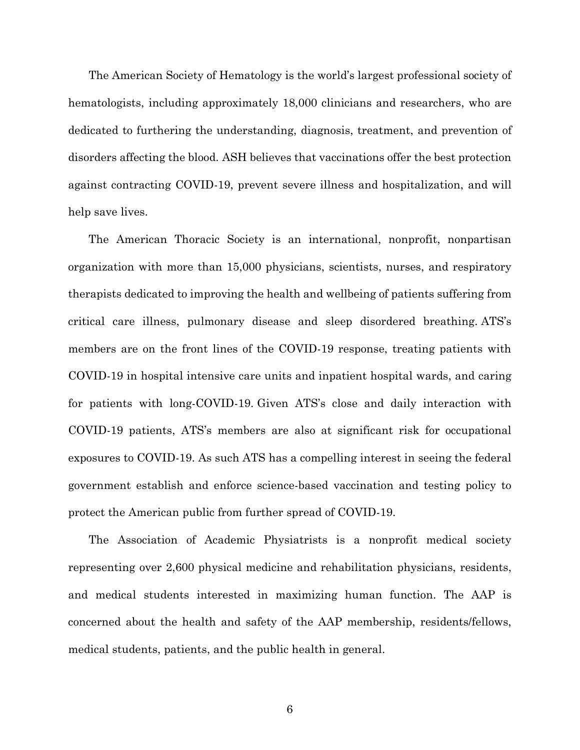The American Society of Hematology is the world's largest professional society of hematologists, including approximately 18,000 clinicians and researchers, who are dedicated to furthering the understanding, diagnosis, treatment, and prevention of disorders affecting the blood. ASH believes that vaccinations offer the best protection against contracting COVID-19, prevent severe illness and hospitalization, and will help save lives.

The American Thoracic Society is an international, nonprofit, nonpartisan organization with more than 15,000 physicians, scientists, nurses, and respiratory therapists dedicated to improving the health and wellbeing of patients suffering from critical care illness, pulmonary disease and sleep disordered breathing. ATS's members are on the front lines of the COVID-19 response, treating patients with COVID-19 in hospital intensive care units and inpatient hospital wards, and caring for patients with long-COVID-19. Given ATS's close and daily interaction with COVID-19 patients, ATS's members are also at significant risk for occupational exposures to COVID-19. As such ATS has a compelling interest in seeing the federal government establish and enforce science-based vaccination and testing policy to protect the American public from further spread of COVID-19.

The Association of Academic Physiatrists is a nonprofit medical society representing over 2,600 physical medicine and rehabilitation physicians, residents, and medical students interested in maximizing human function. The AAP is concerned about the health and safety of the AAP membership, residents/fellows, medical students, patients, and the public health in general.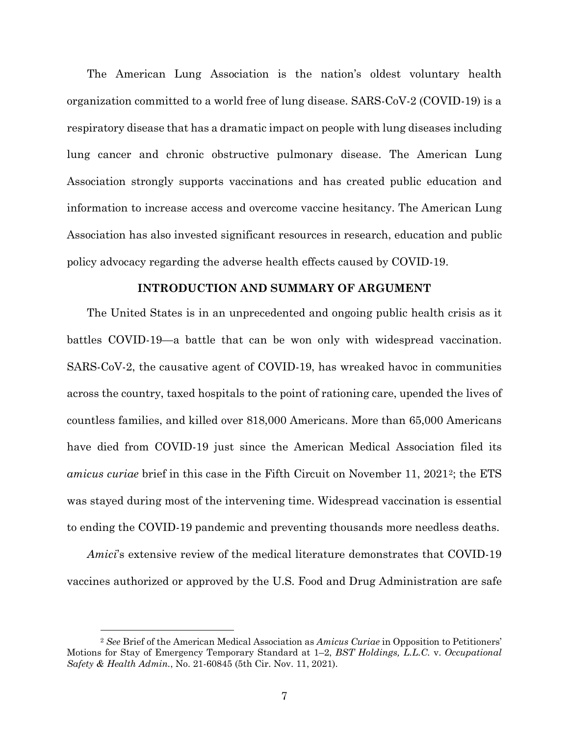The American Lung Association is the nation's oldest voluntary health organization committed to a world free of lung disease. SARS-CoV-2 (COVID-19) is a respiratory disease that has a dramatic impact on people with lung diseases including lung cancer and chronic obstructive pulmonary disease. The American Lung Association strongly supports vaccinations and has created public education and information to increase access and overcome vaccine hesitancy. The American Lung Association has also invested significant resources in research, education and public policy advocacy regarding the adverse health effects caused by COVID-19.

## INTRODUCTION AND SUMMARY OF ARGUMENT

The United States is in an unprecedented and ongoing public health crisis as it battles COVID-19—a battle that can be won only with widespread vaccination. SARS-CoV-2, the causative agent of COVID-19, has wreaked havoc in communities across the country, taxed hospitals to the point of rationing care, upended the lives of countless families, and killed over 818,000 Americans. More than 65,000 Americans have died from COVID-19 just since the American Medical Association filed its *amicus curiae* brief in this case in the Fifth Circuit on November 11, 2021[2]; the ETS was stayed during most of the intervening time. Widespread vaccination is essential to ending the COVID-19 pandemic and preventing thousands more needless deaths.

*Amici*'s extensive review of the medical literature demonstrates that COVID-19 vaccines authorized or approved by the U.S. Food and Drug Administration are safe

[2] *See* Brief of the American Medical Association as *Amicus Curiae* in Opposition to Petitioners' Motions for Stay of Emergency Temporary Standard at 1–2, *BST Holdings, L.L.C.* v. *Occupational Safety & Health Admin.*, No. 21-60845 (5th Cir. Nov. 11, 2021).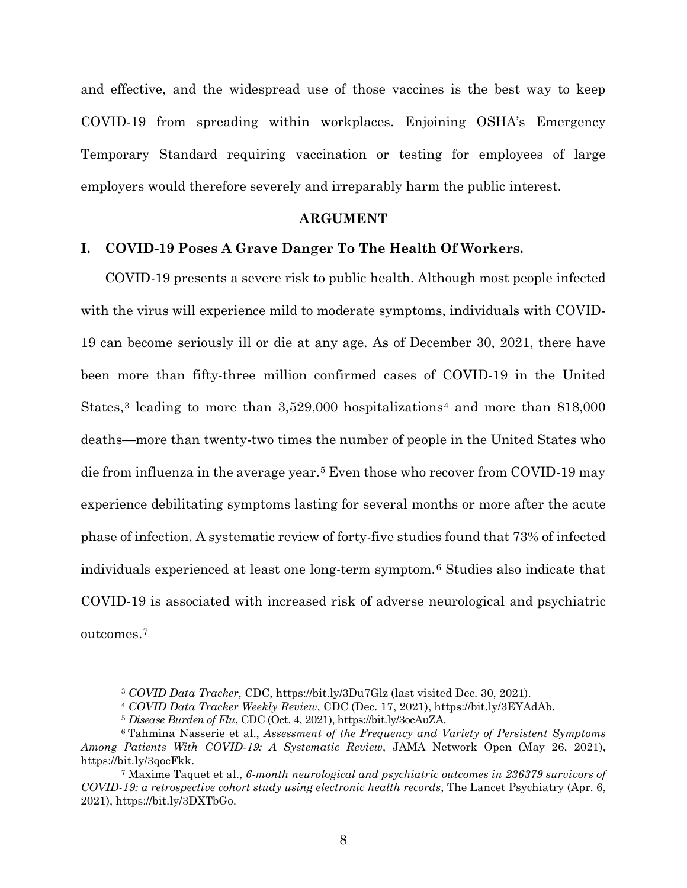and effective, and the widespread use of those vaccines is the best way to keep COVID-19 from spreading within workplaces. Enjoining OSHA's Emergency Temporary Standard requiring vaccination or testing for employees of large employers would therefore severely and irreparably harm the public interest.

## ARGUMENT

### I. COVID-19 Poses A Grave Danger To The Health Of Workers.

COVID-19 presents a severe risk to public health. Although most people infected with the virus will experience mild to moderate symptoms, individuals with COVID-19 can become seriously ill or die at any age. As of December 30, 2021, there have been more than fifty-three million confirmed cases of COVID-19 in the United States,[3] leading to more than 3,529,000 hospitalizations[4] and more than 818,000 deaths—more than twenty-two times the number of people in the United States who die from influenza in the average year.[5] Even those who recover from COVID-19 may experience debilitating symptoms lasting for several months or more after the acute phase of infection. A systematic review of forty-five studies found that 73% of infected individuals experienced at least one long-term symptom.[6] Studies also indicate that COVID-19 is associated with increased risk of adverse neurological and psychiatric outcomes.[7]

---

[3] *COVID Data Tracker*, CDC, https://bit.ly/3Du7Glz (last visited Dec. 30, 2021).

[4] *COVID Data Tracker Weekly Review*, CDC (Dec. 17, 2021), https://bit.ly/3EYAdAb.

[5] *Disease Burden of Flu*, CDC (Oct. 4, 2021), https://bit.ly/3ocAuZA.

[6] Tahmina Nasserie et al., *Assessment of the Frequency and Variety of Persistent Symptoms Among Patients With COVID-19: A Systematic Review*, JAMA Network Open (May 26, 2021), https://bit.ly/3qocFkk.

[7] Maxime Taquet et al., *6-month neurological and psychiatric outcomes in 236379 survivors of COVID-19: a retrospective cohort study using electronic health records*, The Lancet Psychiatry (Apr. 6, 2021), https://bit.ly/3DXTbGo.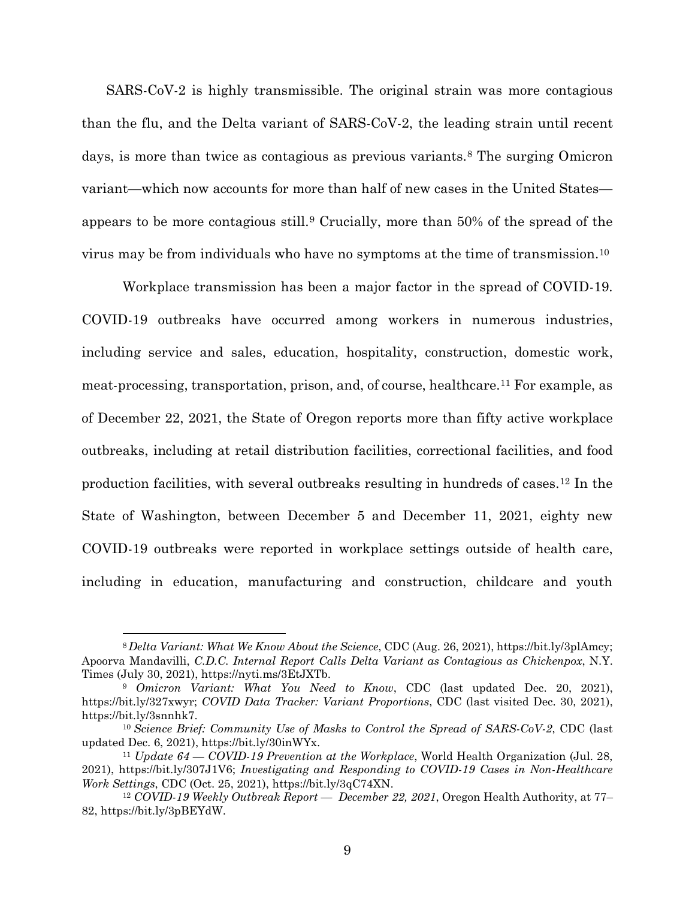SARS-CoV-2 is highly transmissible. The original strain was more contagious than the flu, and the Delta variant of SARS-CoV-2, the leading strain until recent days, is more than twice as contagious as previous variants.[8] The surging Omicron variant—which now accounts for more than half of new cases in the United States—appears to be more contagious still.[9] Crucially, more than 50% of the spread of the virus may be from individuals who have no symptoms at the time of transmission.[10]

Workplace transmission has been a major factor in the spread of COVID-19. COVID-19 outbreaks have occurred among workers in numerous industries, including service and sales, education, hospitality, construction, domestic work, meat-processing, transportation, prison, and, of course, healthcare.[11] For example, as of December 22, 2021, the State of Oregon reports more than fifty active workplace outbreaks, including at retail distribution facilities, correctional facilities, and food production facilities, with several outbreaks resulting in hundreds of cases.[12] In the State of Washington, between December 5 and December 11, 2021, eighty new COVID-19 outbreaks were reported in workplace settings outside of health care, including in education, manufacturing and construction, childcare and youth

---

[8] *Delta Variant: What We Know About the Science*, CDC (Aug. 26, 2021), https://bit.ly/3plAmcy; Apoorva Mandavilli, *C.D.C. Internal Report Calls Delta Variant as Contagious as Chickenpox*, N.Y. Times (July 30, 2021), https://nyti.ms/3EtJXTb.

[9] *Omicron Variant: What You Need to Know*, CDC (last updated Dec. 20, 2021), https://bit.ly/327xwyr; *COVID Data Tracker: Variant Proportions*, CDC (last visited Dec. 30, 2021), https://bit.ly/3snnhk7.

[10] *Science Brief: Community Use of Masks to Control the Spread of SARS-CoV-2*, CDC (last updated Dec. 6, 2021), https://bit.ly/30inWYx.

[11] *Update 64 — COVID-19 Prevention at the Workplace*, World Health Organization (Jul. 28, 2021), https://bit.ly/307J1V6; *Investigating and Responding to COVID-19 Cases in Non-Healthcare Work Settings*, CDC (Oct. 25, 2021), https://bit.ly/3qC74XN.

[12] *COVID-19 Weekly Outbreak Report — December 22, 2021*, Oregon Health Authority, at 77–82, https://bit.ly/3pBEYdW.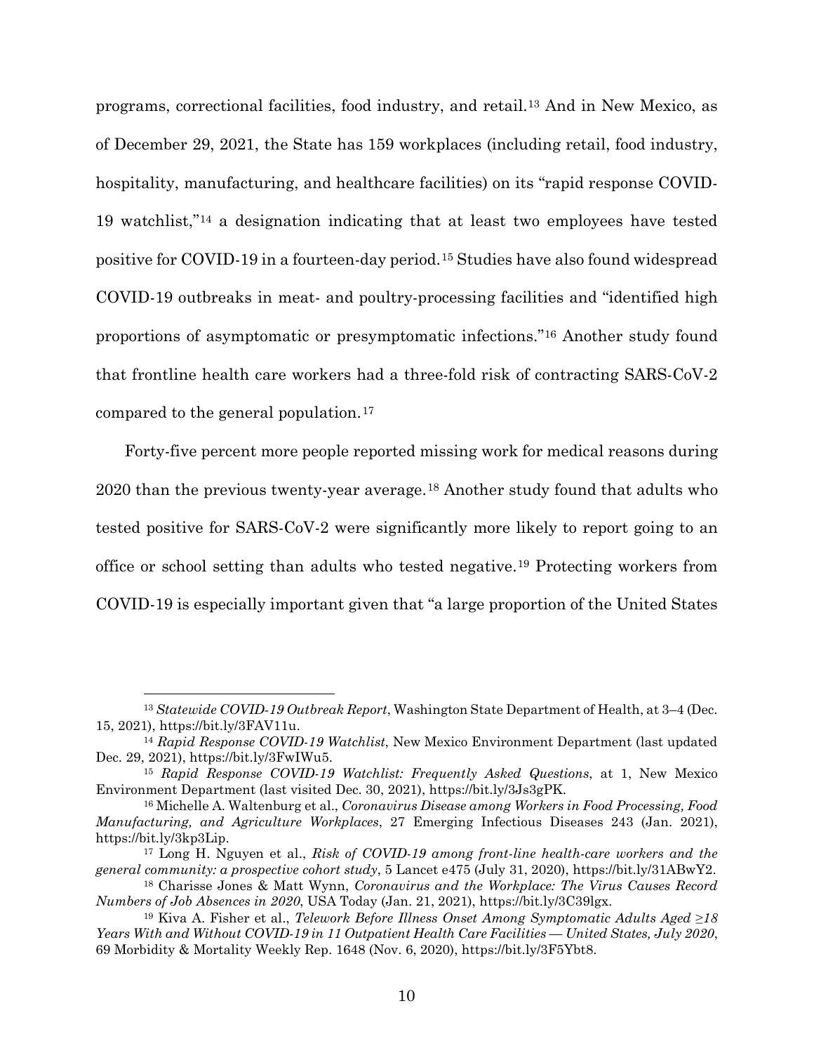programs, correctional facilities, food industry, and retail.[13] And in New Mexico, as of December 29, 2021, the State has 159 workplaces (including retail, food industry, hospitality, manufacturing, and healthcare facilities) on its "rapid response COVID-19 watchlist,"[14] a designation indicating that at least two employees have tested positive for COVID-19 in a fourteen-day period.[15] Studies have also found widespread COVID-19 outbreaks in meat- and poultry-processing facilities and "identified high proportions of asymptomatic or presymptomatic infections."[16] Another study found that frontline health care workers had a three-fold risk of contracting SARS-CoV-2 compared to the general population.[17]

Forty-five percent more people reported missing work for medical reasons during 2020 than the previous twenty-year average.[18] Another study found that adults who tested positive for SARS-CoV-2 were significantly more likely to report going to an office or school setting than adults who tested negative.[19] Protecting workers from COVID-19 is especially important given that "a large proportion of the United States

---

[13] *Statewide COVID-19 Outbreak Report*, Washington State Department of Health, at 3–4 (Dec. 15, 2021), https://bit.ly/3FAV11u.

[14] *Rapid Response COVID-19 Watchlist*, New Mexico Environment Department (last updated Dec. 29, 2021), https://bit.ly/3FwIWu5.

[15] *Rapid Response COVID-19 Watchlist: Frequently Asked Questions*, at 1, New Mexico Environment Department (last visited Dec. 30, 2021), https://bit.ly/3Js3gPK.

[16] Michelle A. Waltenburg et al., *Coronavirus Disease among Workers in Food Processing, Food Manufacturing, and Agriculture Workplaces*, 27 Emerging Infectious Diseases 243 (Jan. 2021), https://bit.ly/3kp3Lip.

[17] Long H. Nguyen et al., *Risk of COVID-19 among front-line health-care workers and the general community: a prospective cohort study*, 5 Lancet e475 (July 31, 2020), https://bit.ly/31ABwY2.

[18] Charisse Jones & Matt Wynn, *Coronavirus and the Workplace: The Virus Causes Record Numbers of Job Absences in 2020*, USA Today (Jan. 21, 2021), https://bit.ly/3C39lgx.

[19] Kiva A. Fisher et al., *Telework Before Illness Onset Among Symptomatic Adults Aged ≥18 Years With and Without COVID-19 in 11 Outpatient Health Care Facilities — United States, July 2020*, 69 Morbidity & Mortality Weekly Rep. 1648 (Nov. 6, 2020), https://bit.ly/3F5Ybt8.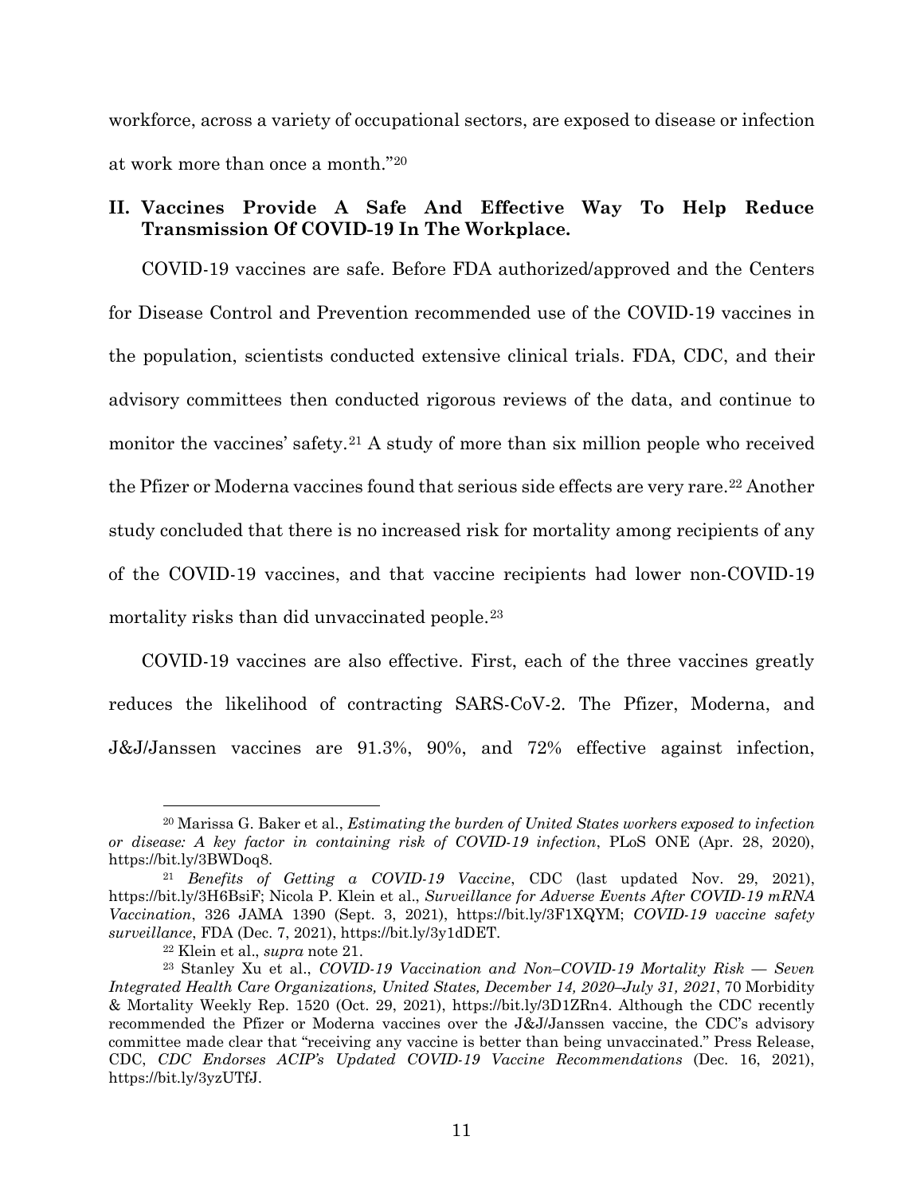workforce, across a variety of occupational sectors, are exposed to disease or infection at work more than once a month."[20]

## II. Vaccines Provide A Safe And Effective Way To Help Reduce Transmission Of COVID-19 In The Workplace.

COVID-19 vaccines are safe. Before FDA authorized/approved and the Centers for Disease Control and Prevention recommended use of the COVID-19 vaccines in the population, scientists conducted extensive clinical trials. FDA, CDC, and their advisory committees then conducted rigorous reviews of the data, and continue to monitor the vaccines' safety.[21] A study of more than six million people who received the Pfizer or Moderna vaccines found that serious side effects are very rare.[22] Another study concluded that there is no increased risk for mortality among recipients of any of the COVID-19 vaccines, and that vaccine recipients had lower non-COVID-19 mortality risks than did unvaccinated people.[23]

COVID-19 vaccines are also effective. First, each of the three vaccines greatly reduces the likelihood of contracting SARS-CoV-2. The Pfizer, Moderna, and J&J/Janssen vaccines are 91.3%, 90%, and 72% effective against infection,

---

[20] Marissa G. Baker et al., *Estimating the burden of United States workers exposed to infection or disease: A key factor in containing risk of COVID-19 infection*, PLoS ONE (Apr. 28, 2020), https://bit.ly/3BWDoq8.

[21] *Benefits of Getting a COVID-19 Vaccine*, CDC (last updated Nov. 29, 2021), https://bit.ly/3H6BsiF; Nicola P. Klein et al., *Surveillance for Adverse Events After COVID-19 mRNA Vaccination*, 326 JAMA 1390 (Sept. 3, 2021), https://bit.ly/3F1XQYM; *COVID-19 vaccine safety surveillance*, FDA (Dec. 7, 2021), https://bit.ly/3y1dDET.

[22] Klein et al., *supra* note 21.

[23] Stanley Xu et al., *COVID-19 Vaccination and Non–COVID-19 Mortality Risk — Seven Integrated Health Care Organizations, United States, December 14, 2020–July 31, 2021*, 70 Morbidity & Mortality Weekly Rep. 1520 (Oct. 29, 2021), https://bit.ly/3D1ZRn4. Although the CDC recently recommended the Pfizer or Moderna vaccines over the J&J/Janssen vaccine, the CDC's advisory committee made clear that "receiving any vaccine is better than being unvaccinated." Press Release, CDC, *CDC Endorses ACIP's Updated COVID-19 Vaccine Recommendations* (Dec. 16, 2021), https://bit.ly/3yzUTfJ.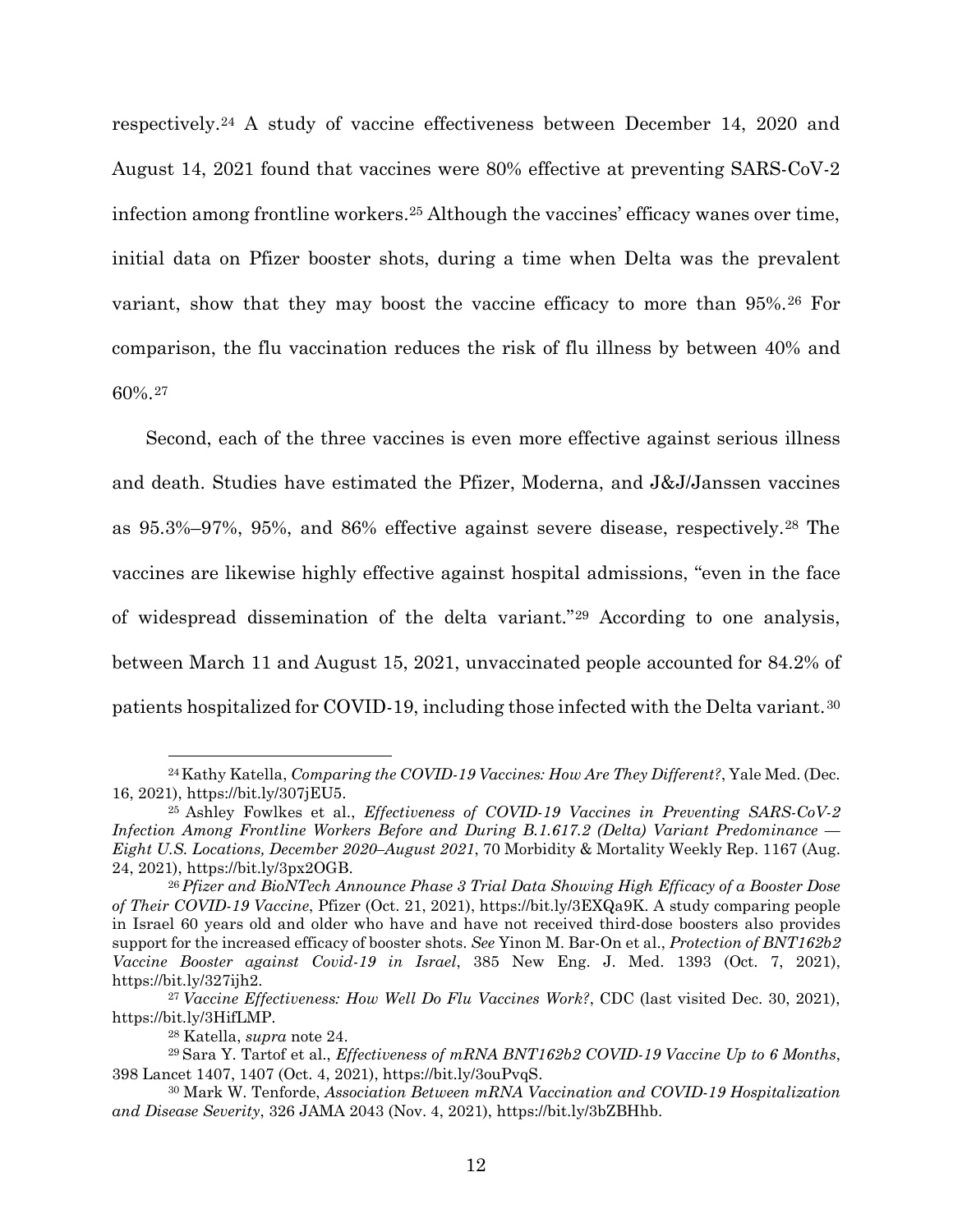respectively.[24] A study of vaccine effectiveness between December 14, 2020 and August 14, 2021 found that vaccines were 80% effective at preventing SARS-CoV-2 infection among frontline workers.[25] Although the vaccines' efficacy wanes over time, initial data on Pfizer booster shots, during a time when Delta was the prevalent variant, show that they may boost the vaccine efficacy to more than 95%.[26] For comparison, the flu vaccination reduces the risk of flu illness by between 40% and 60%.[27]

Second, each of the three vaccines is even more effective against serious illness and death. Studies have estimated the Pfizer, Moderna, and J&J/Janssen vaccines as 95.3%–97%, 95%, and 86% effective against severe disease, respectively.[28] The vaccines are likewise highly effective against hospital admissions, "even in the face of widespread dissemination of the delta variant."[29] According to one analysis, between March 11 and August 15, 2021, unvaccinated people accounted for 84.2% of patients hospitalized for COVID-19, including those infected with the Delta variant.[30]

---

[24] Kathy Katella, *Comparing the COVID-19 Vaccines: How Are They Different?*, Yale Med. (Dec. 16, 2021), https://bit.ly/307jEU5.

[25] Ashley Fowlkes et al., *Effectiveness of COVID-19 Vaccines in Preventing SARS-CoV-2 Infection Among Frontline Workers Before and During B.1.617.2 (Delta) Variant Predominance — Eight U.S. Locations, December 2020–August 2021*, 70 Morbidity & Mortality Weekly Rep. 1167 (Aug. 24, 2021), https://bit.ly/3px2OGB.

[26] *Pfizer and BioNTech Announce Phase 3 Trial Data Showing High Efficacy of a Booster Dose of Their COVID-19 Vaccine*, Pfizer (Oct. 21, 2021), https://bit.ly/3EXQa9K. A study comparing people in Israel 60 years old and older who have and have not received third-dose boosters also provides support for the increased efficacy of booster shots. *See* Yinon M. Bar-On et al., *Protection of BNT162b2 Vaccine Booster against Covid-19 in Israel*, 385 New Eng. J. Med. 1393 (Oct. 7, 2021), https://bit.ly/327ijh2.

[27] *Vaccine Effectiveness: How Well Do Flu Vaccines Work?*, CDC (last visited Dec. 30, 2021), https://bit.ly/3HifLMP.

[28] Katella, *supra* note 24.

[29] Sara Y. Tartof et al., *Effectiveness of mRNA BNT162b2 COVID-19 Vaccine Up to 6 Months*, 398 Lancet 1407, 1407 (Oct. 4, 2021), https://bit.ly/3ouPvqS.

[30] Mark W. Tenforde, *Association Between mRNA Vaccination and COVID-19 Hospitalization and Disease Severity*, 326 JAMA 2043 (Nov. 4, 2021), https://bit.ly/3bZBHhb.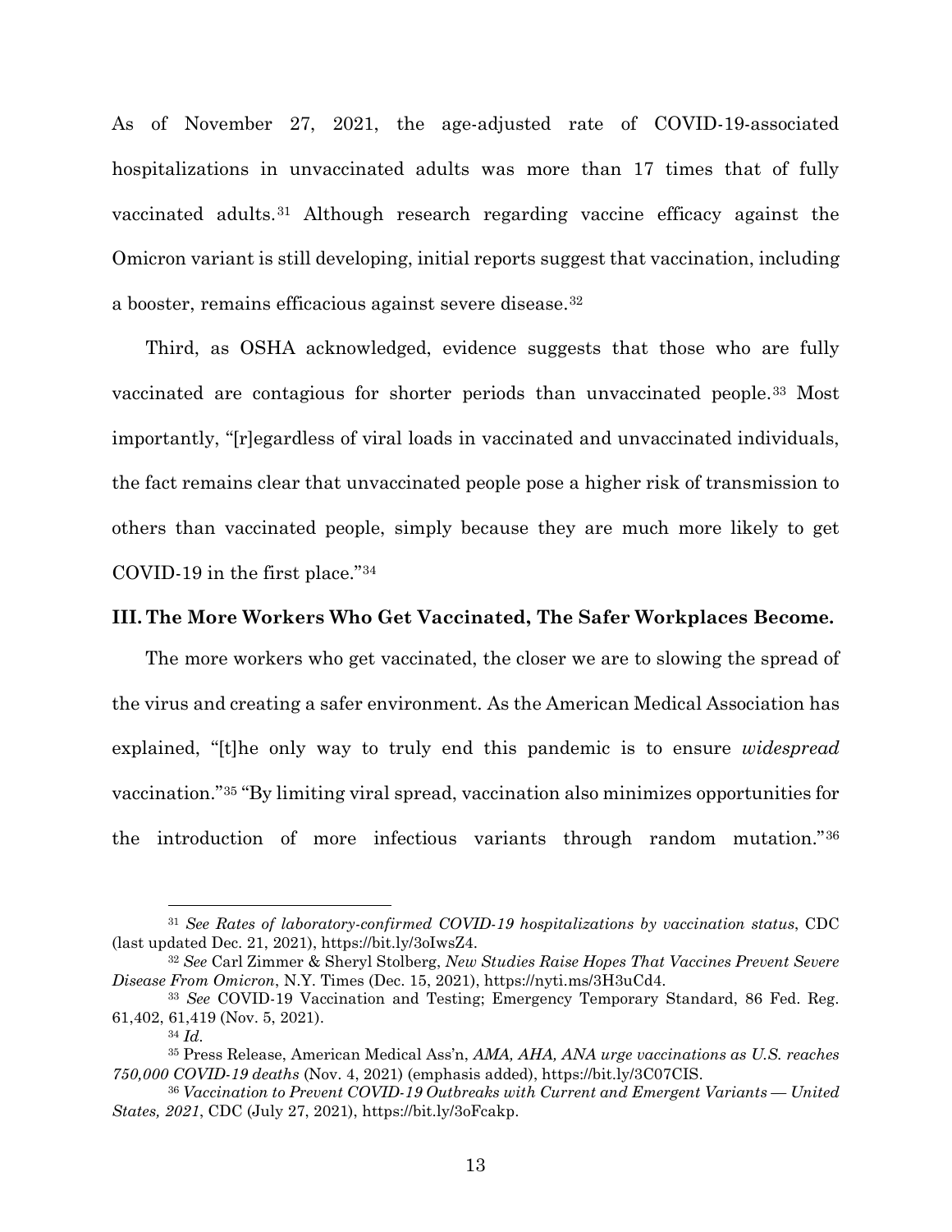As of November 27, 2021, the age-adjusted rate of COVID-19-associated hospitalizations in unvaccinated adults was more than 17 times that of fully vaccinated adults.[31] Although research regarding vaccine efficacy against the Omicron variant is still developing, initial reports suggest that vaccination, including a booster, remains efficacious against severe disease.[32]

Third, as OSHA acknowledged, evidence suggests that those who are fully vaccinated are contagious for shorter periods than unvaccinated people.[33] Most importantly, "[r]egardless of viral loads in vaccinated and unvaccinated individuals, the fact remains clear that unvaccinated people pose a higher risk of transmission to others than vaccinated people, simply because they are much more likely to get COVID-19 in the first place."[34]

### III. The More Workers Who Get Vaccinated, The Safer Workplaces Become.

The more workers who get vaccinated, the closer we are to slowing the spread of the virus and creating a safer environment. As the American Medical Association has explained, "[t]he only way to truly end this pandemic is to ensure *widespread* vaccination."[35] "By limiting viral spread, vaccination also minimizes opportunities for the introduction of more infectious variants through random mutation."[36]

---

[31] *See Rates of laboratory-confirmed COVID-19 hospitalizations by vaccination status*, CDC (last updated Dec. 21, 2021), https://bit.ly/3oIwsZ4.

[32] *See* Carl Zimmer & Sheryl Stolberg, *New Studies Raise Hopes That Vaccines Prevent Severe Disease From Omicron*, N.Y. Times (Dec. 15, 2021), https://nyti.ms/3H3uCd4.

[33] *See* COVID-19 Vaccination and Testing; Emergency Temporary Standard, 86 Fed. Reg. 61,402, 61,419 (Nov. 5, 2021).

[34] *Id.*

[35] Press Release, American Medical Ass'n, *AMA, AHA, ANA urge vaccinations as U.S. reaches 750,000 COVID-19 deaths* (Nov. 4, 2021) (emphasis added), https://bit.ly/3C07CIS.

[36] *Vaccination to Prevent COVID-19 Outbreaks with Current and Emergent Variants — United States, 2021*, CDC (July 27, 2021), https://bit.ly/3oFcakp.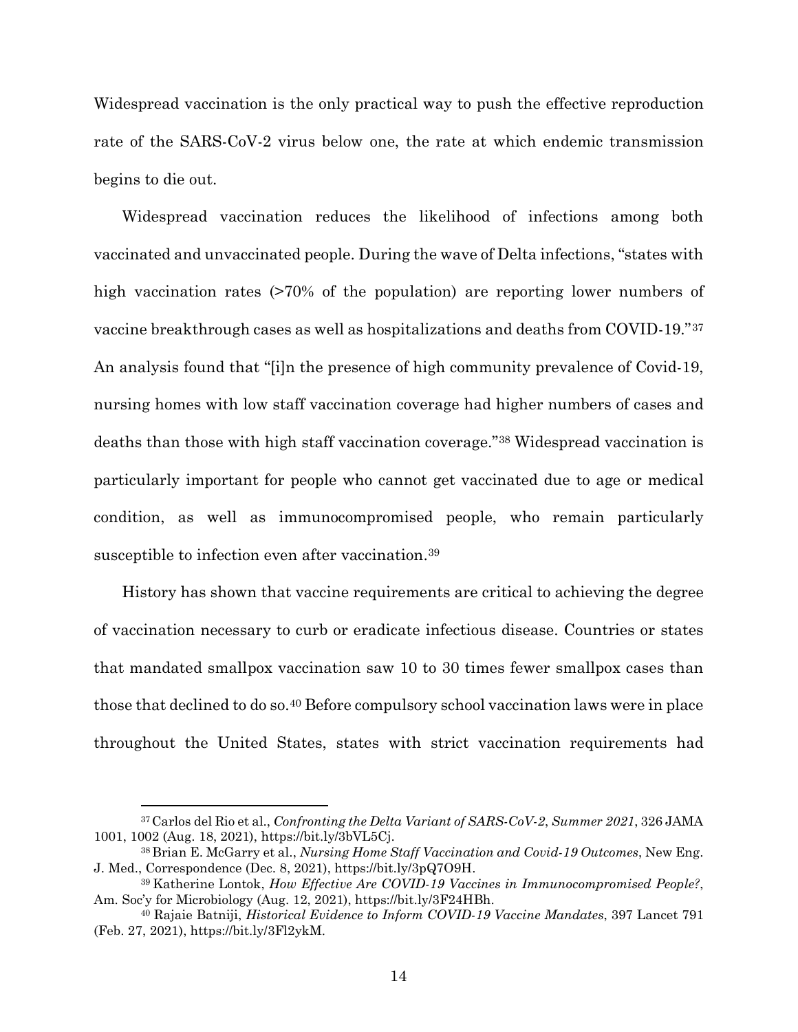Widespread vaccination is the only practical way to push the effective reproduction rate of the SARS-CoV-2 virus below one, the rate at which endemic transmission begins to die out.

Widespread vaccination reduces the likelihood of infections among both vaccinated and unvaccinated people. During the wave of Delta infections, "states with high vaccination rates (>70% of the population) are reporting lower numbers of vaccine breakthrough cases as well as hospitalizations and deaths from COVID-19."[37] An analysis found that "[i]n the presence of high community prevalence of Covid-19, nursing homes with low staff vaccination coverage had higher numbers of cases and deaths than those with high staff vaccination coverage."[38] Widespread vaccination is particularly important for people who cannot get vaccinated due to age or medical condition, as well as immunocompromised people, who remain particularly susceptible to infection even after vaccination.[39]

History has shown that vaccine requirements are critical to achieving the degree of vaccination necessary to curb or eradicate infectious disease. Countries or states that mandated smallpox vaccination saw 10 to 30 times fewer smallpox cases than those that declined to do so.[40] Before compulsory school vaccination laws were in place throughout the United States, states with strict vaccination requirements had

---

[37] Carlos del Rio et al., *Confronting the Delta Variant of SARS-CoV-2, Summer 2021*, 326 JAMA 1001, 1002 (Aug. 18, 2021), https://bit.ly/3bVL5Cj.

[38] Brian E. McGarry et al., *Nursing Home Staff Vaccination and Covid-19 Outcomes*, New Eng. J. Med., Correspondence (Dec. 8, 2021), https://bit.ly/3pQ7O9H.

[39] Katherine Lontok, *How Effective Are COVID-19 Vaccines in Immunocompromised People?*, Am. Soc'y for Microbiology (Aug. 12, 2021), https://bit.ly/3F24HBh.

[40] Rajaie Batniji, *Historical Evidence to Inform COVID-19 Vaccine Mandates*, 397 Lancet 791 (Feb. 27, 2021), https://bit.ly/3Fl2ykM.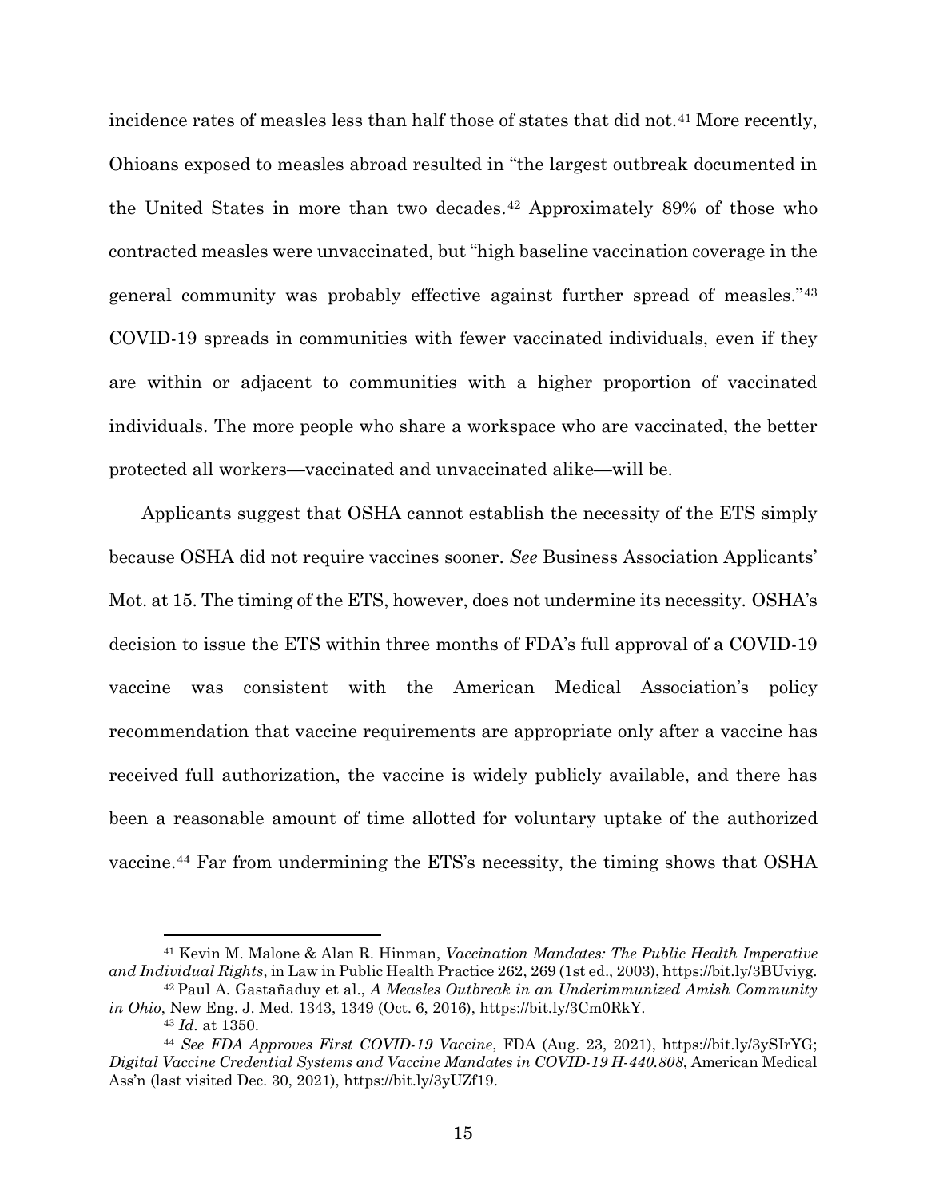incidence rates of measles less than half those of states that did not.[41] More recently, Ohioans exposed to measles abroad resulted in "the largest outbreak documented in the United States in more than two decades.[42] Approximately 89% of those who contracted measles were unvaccinated, but "high baseline vaccination coverage in the general community was probably effective against further spread of measles."[43] COVID-19 spreads in communities with fewer vaccinated individuals, even if they are within or adjacent to communities with a higher proportion of vaccinated individuals. The more people who share a workspace who are vaccinated, the better protected all workers—vaccinated and unvaccinated alike—will be.

Applicants suggest that OSHA cannot establish the necessity of the ETS simply because OSHA did not require vaccines sooner. *See* Business Association Applicants' Mot. at 15. The timing of the ETS, however, does not undermine its necessity. OSHA's decision to issue the ETS within three months of FDA's full approval of a COVID-19 vaccine was consistent with the American Medical Association's policy recommendation that vaccine requirements are appropriate only after a vaccine has received full authorization, the vaccine is widely publicly available, and there has been a reasonable amount of time allotted for voluntary uptake of the authorized vaccine.[44] Far from undermining the ETS's necessity, the timing shows that OSHA

---

[41] Kevin M. Malone & Alan R. Hinman, *Vaccination Mandates: The Public Health Imperative and Individual Rights*, in Law in Public Health Practice 262, 269 (1st ed., 2003), https://bit.ly/3BUviyg.

[42] Paul A. Gastañaduy et al., *A Measles Outbreak in an Underimmunized Amish Community in Ohio*, New Eng. J. Med. 1343, 1349 (Oct. 6, 2016), https://bit.ly/3Cm0RkY.

[43] *Id.* at 1350.

[44] *See FDA Approves First COVID-19 Vaccine*, FDA (Aug. 23, 2021), https://bit.ly/3ySIrYG; *Digital Vaccine Credential Systems and Vaccine Mandates in COVID-19 H-440.808*, American Medical Ass'n (last visited Dec. 30, 2021), https://bit.ly/3yUZf19.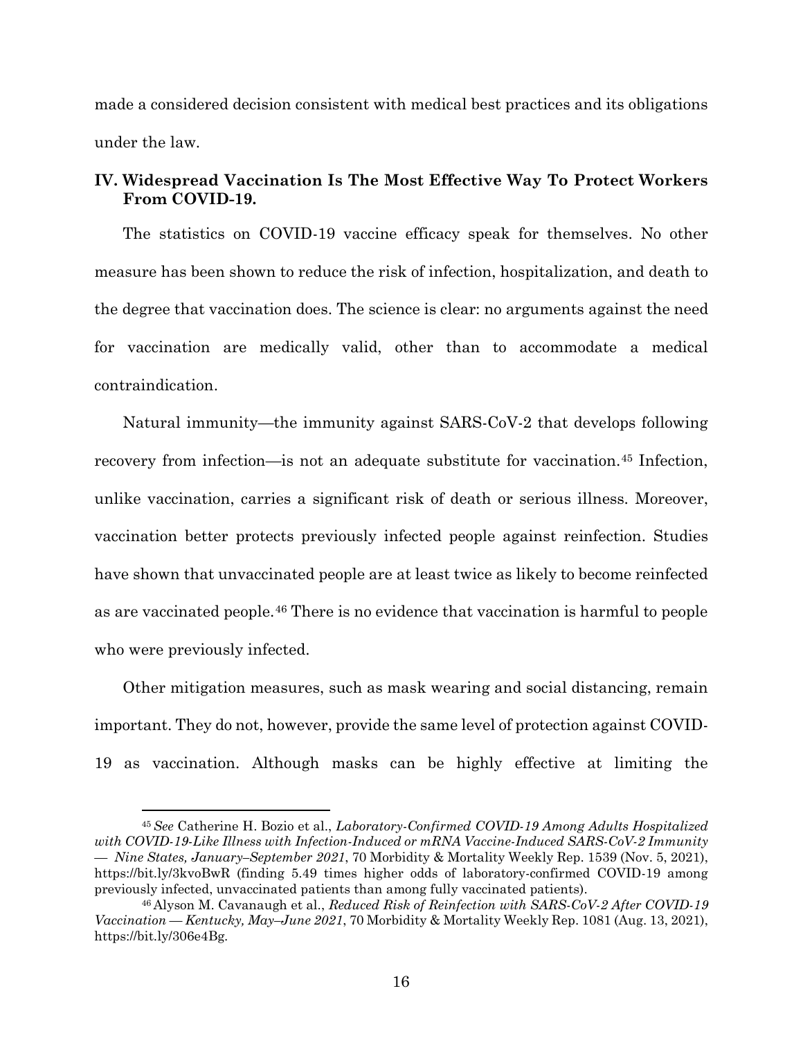made a considered decision consistent with medical best practices and its obligations under the law.

## IV. Widespread Vaccination Is The Most Effective Way To Protect Workers From COVID-19.

The statistics on COVID-19 vaccine efficacy speak for themselves. No other measure has been shown to reduce the risk of infection, hospitalization, and death to the degree that vaccination does. The science is clear: no arguments against the need for vaccination are medically valid, other than to accommodate a medical contraindication.

Natural immunity—the immunity against SARS-CoV-2 that develops following recovery from infection—is not an adequate substitute for vaccination.[45] Infection, unlike vaccination, carries a significant risk of death or serious illness. Moreover, vaccination better protects previously infected people against reinfection. Studies have shown that unvaccinated people are at least twice as likely to become reinfected as are vaccinated people.[46] There is no evidence that vaccination is harmful to people who were previously infected.

Other mitigation measures, such as mask wearing and social distancing, remain important. They do not, however, provide the same level of protection against COVID-19 as vaccination. Although masks can be highly effective at limiting the

---

[45] *See* Catherine H. Bozio et al., *Laboratory-Confirmed COVID-19 Among Adults Hospitalized with COVID-19-Like Illness with Infection-Induced or mRNA Vaccine-Induced SARS-CoV-2 Immunity — Nine States, January–September 2021*, 70 Morbidity & Mortality Weekly Rep. 1539 (Nov. 5, 2021), https://bit.ly/3kvoBwR (finding 5.49 times higher odds of laboratory-confirmed COVID-19 among previously infected, unvaccinated patients than among fully vaccinated patients).

[46] Alyson M. Cavanaugh et al., *Reduced Risk of Reinfection with SARS-CoV-2 After COVID-19 Vaccination — Kentucky, May–June 2021*, 70 Morbidity & Mortality Weekly Rep. 1081 (Aug. 13, 2021), https://bit.ly/306e4Bg.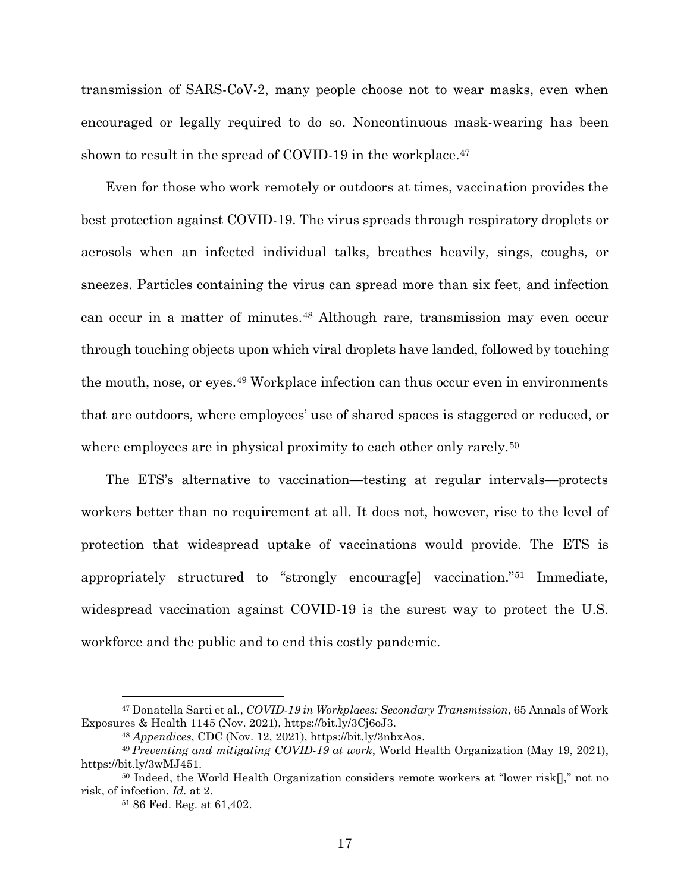transmission of SARS-CoV-2, many people choose not to wear masks, even when encouraged or legally required to do so. Noncontinuous mask-wearing has been shown to result in the spread of COVID-19 in the workplace.[47]

Even for those who work remotely or outdoors at times, vaccination provides the best protection against COVID-19. The virus spreads through respiratory droplets or aerosols when an infected individual talks, breathes heavily, sings, coughs, or sneezes. Particles containing the virus can spread more than six feet, and infection can occur in a matter of minutes.[48] Although rare, transmission may even occur through touching objects upon which viral droplets have landed, followed by touching the mouth, nose, or eyes.[49] Workplace infection can thus occur even in environments that are outdoors, where employees' use of shared spaces is staggered or reduced, or where employees are in physical proximity to each other only rarely.[50]

The ETS's alternative to vaccination—testing at regular intervals—protects workers better than no requirement at all. It does not, however, rise to the level of protection that widespread uptake of vaccinations would provide. The ETS is appropriately structured to "strongly encourag[e] vaccination."[51] Immediate, widespread vaccination against COVID-19 is the surest way to protect the U.S. workforce and the public and to end this costly pandemic.

---

[47] Donatella Sarti et al., *COVID-19 in Workplaces: Secondary Transmission*, 65 Annals of Work Exposures & Health 1145 (Nov. 2021), https://bit.ly/3Cj6oJ3.

[48] *Appendices*, CDC (Nov. 12, 2021), https://bit.ly/3nbxAos.

[49] *Preventing and mitigating COVID-19 at work*, World Health Organization (May 19, 2021), https://bit.ly/3wMJ451.

[50] Indeed, the World Health Organization considers remote workers at "lower risk[]," not no risk, of infection. *Id.* at 2.

[51] 86 Fed. Reg. at 61,402.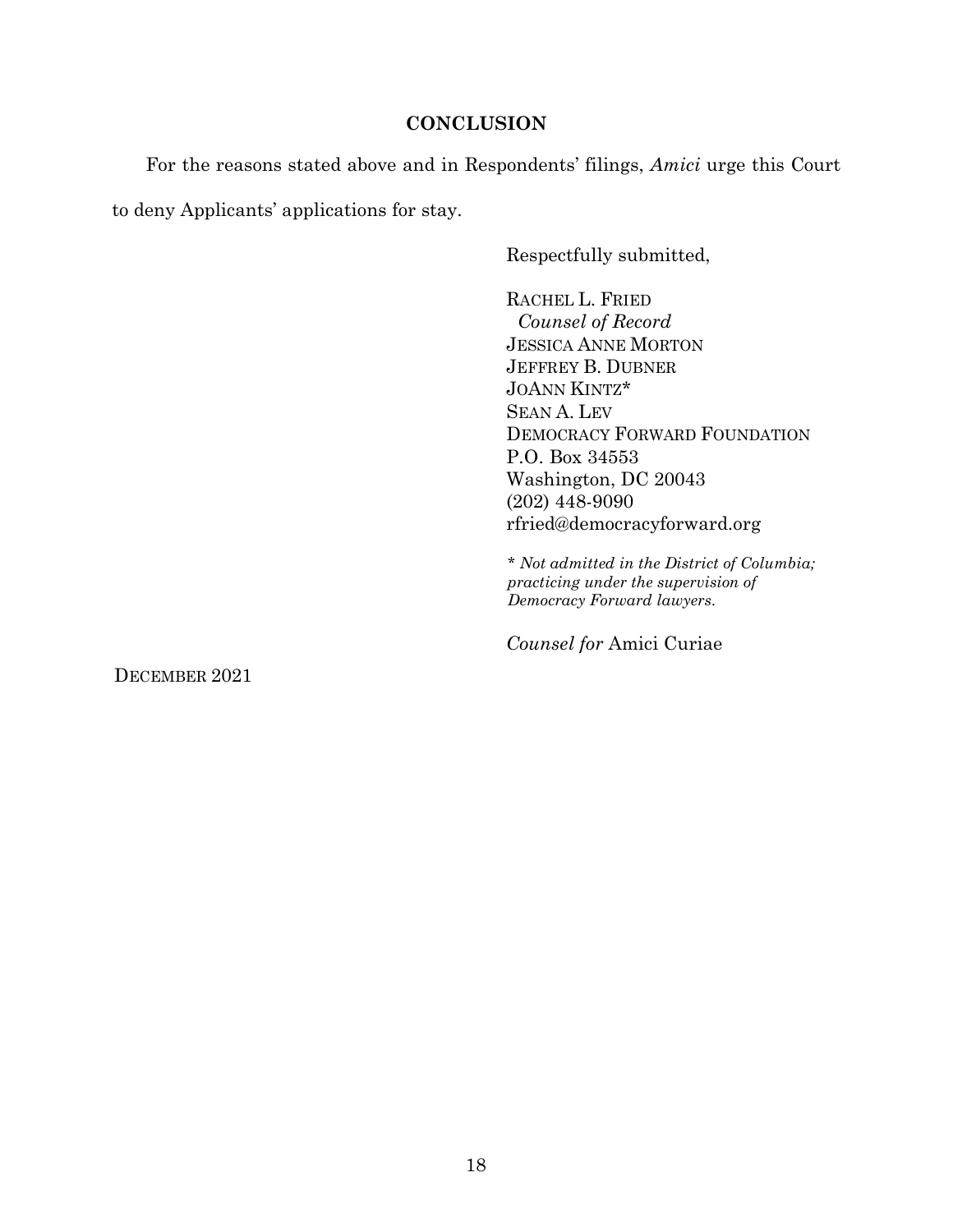## CONCLUSION

For the reasons stated above and in Respondents' filings, *Amici* urge this Court to deny Applicants' applications for stay.

Respectfully submitted,

RACHEL L. FRIED
*Counsel of Record*
JESSICA ANNE MORTON
JEFFREY B. DUBNER
JOANN KINTZ*
SEAN A. LEV
DEMOCRACY FORWARD FOUNDATION
P.O. Box 34553
Washington, DC 20043
(202) 448-9090
rfried@democracyforward.org

*\* Not admitted in the District of Columbia; practicing under the supervision of Democracy Forward lawyers.*

*Counsel for* Amici Curiae

DECEMBER 2021